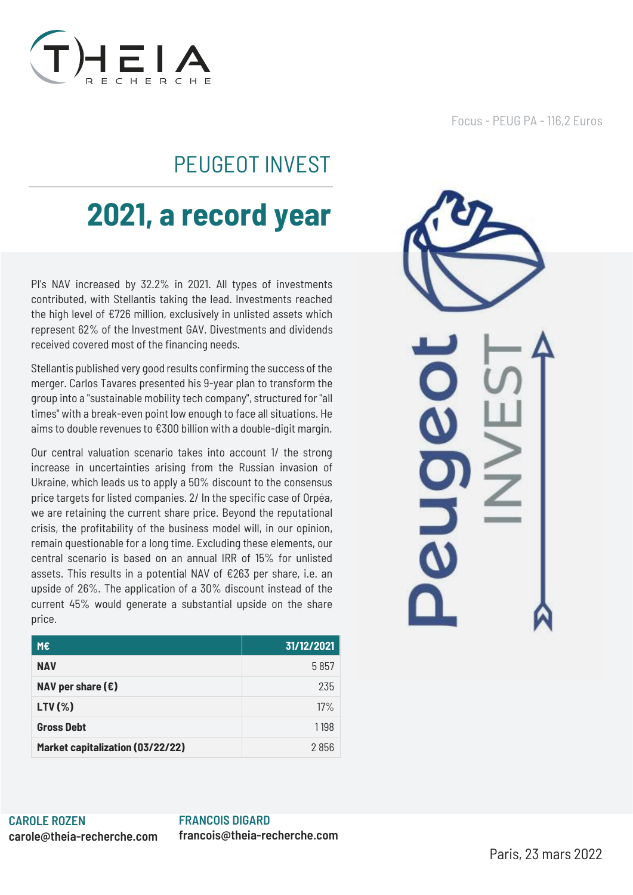THEIA RECHERCHE

Focus - PEUG PA - 116,2 Euros

# PEUGEOT INVEST

## 2021, a record year

PI's NAV increased by 32.2% in 2021. All types of investments contributed, with Stellantis taking the lead. Investments reached the high level of €726 million, exclusively in unlisted assets which represent 62% of the Investment GAV. Divestments and dividends received covered most of the financing needs.

Stellantis published very good results confirming the success of the merger. Carlos Tavares presented his 9-year plan to transform the group into a "sustainable mobility tech company", structured for "all times" with a break-even point low enough to face all situations. He aims to double revenues to €300 billion with a double-digit margin.

Our central valuation scenario takes into account 1/ the strong increase in uncertainties arising from the Russian invasion of Ukraine, which leads us to apply a 50% discount to the consensus price targets for listed companies. 2/ In the specific case of Orpéa, we are retaining the current share price. Beyond the reputational crisis, the profitability of the business model will, in our opinion, remain questionable for a long time. Excluding these elements, our central scenario is based on an annual IRR of 15% for unlisted assets. This results in a potential NAV of €263 per share, i.e. an upside of 26%. The application of a 30% discount instead of the current 45% would generate a substantial upside on the share price.

| M€ | 31/12/2021 |
|---|---|
| **NAV** | 5 857 |
| **NAV per share (€)** | 235 |
| **LTV (%)** | 17% |
| **Gross Debt** | 1 198 |
| **Market capitalization (03/22/22)** | 2 856 |

**CAROLE ROZEN**
**carole@theia-recherche.com**

**FRANCOIS DIGARD**
**francois@theia-recherche.com**

Paris, 23 mars 2022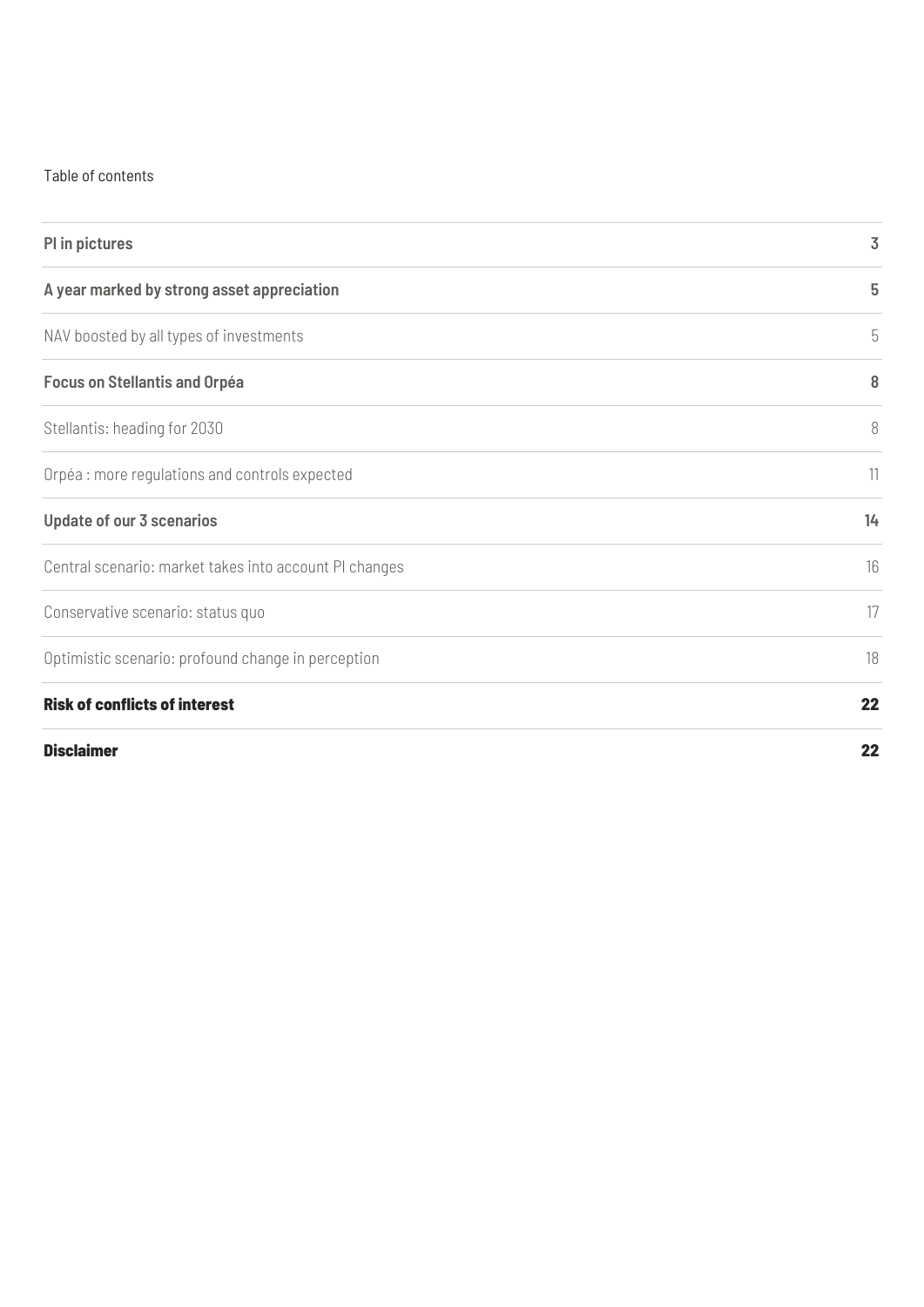Table of contents

| | |
|---|---|
| **PI in pictures** | **3** |
| **A year marked by strong asset appreciation** | **5** |
| NAV boosted by all types of investments | 5 |
| **Focus on Stellantis and Orpéa** | **8** |
| Stellantis: heading for 2030 | 8 |
| Orpéa : more regulations and controls expected | 11 |
| **Update of our 3 scenarios** | **14** |
| Central scenario: market takes into account PI changes | 16 |
| Conservative scenario: status quo | 17 |
| Optimistic scenario: profound change in perception | 18 |
| **Risk of conflicts of interest** | **22** |
| **Disclaimer** | **22** |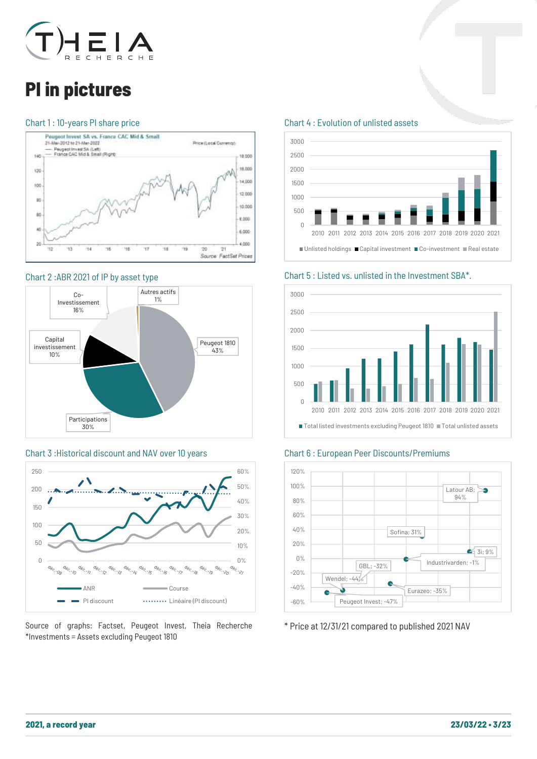# PI in pictures

Chart 1 : 10-years PI share price

Peugeot Invest SA vs. France CAC Mid & Small
21-Mar-2012 to 21-Mar-2022
— Peugeot Invest SA (Left)
— France CAC Mid & Small (Right)
Price (Local Currency)
Source: FactSet Prices

Chart 2 :ABR 2021 of IP by asset type

Co-Investissement 16%
Autres actifs 1%
Peugeot 1810 43%
Capital investissement 10%
Participations 30%

Chart 3 :Historical discount and NAV over 10 years

ANR — Course — PI discount — Linéaire (PI discount)

Chart 4 : Evolution of unlisted assets

Unlisted holdings, Capital investment, Co-investment, Real estate

Chart 5 : Listed vs. unlisted in the Investment SBA*.

Total listed investments excluding Peugeot 1810, Total unlisted assets

Chart 6 : European Peer Discounts/Premiums

Latour AB; 94%
Sofina; 31%
3i; 9%
Industrivarden; -1%
GBL; -32%
Wendel; -44%
Eurazeo; -35%
Peugeot Invest; -47%

Source of graphs: Factset, Peugeot Invest, Theia Recherche
*Investments = Assets excluding Peugeot 1810

\* Price at 12/31/21 compared to published 2021 NAV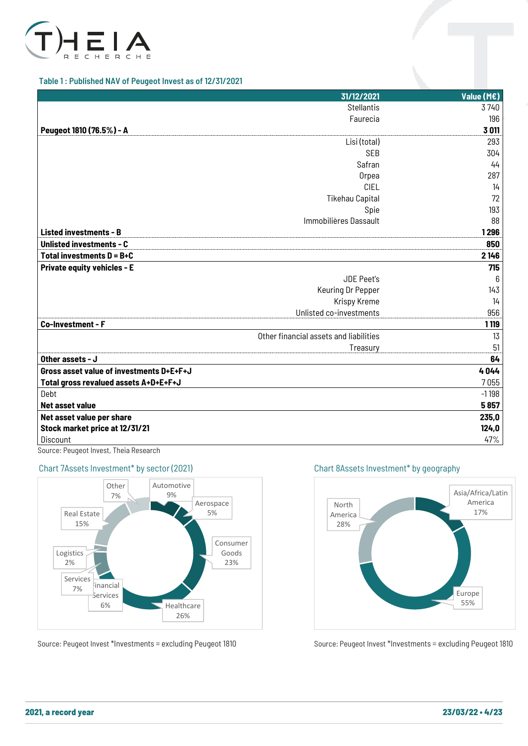Table 1 : Published NAV of Peugeot Invest as of 12/31/2021

| | 31/12/2021 | Value (M€) |
|---|---|---|
| | Stellantis | 3 740 |
| | Faurecia | 196 |
| **Peugeot 1810 (76.5%) - A** | | **3 011** |
| | Lisi (total) | 293 |
| | SEB | 304 |
| | Safran | 44 |
| | Orpea | 287 |
| | CIEL | 14 |
| | Tikehau Capital | 72 |
| | Spie | 193 |
| | Immobilières Dassault | 88 |
| **Listed investments - B** | | **1 296** |
| **Unlisted investments - C** | | **850** |
| **Total investments D = B+C** | | **2 146** |
| **Private equity vehicles - E** | | **715** |
| | JDE Peet's | 6 |
| | Keuring Dr Pepper | 143 |
| | Krispy Kreme | 14 |
| | Unlisted co-investments | 956 |
| **Co-Investment - F** | | **1 119** |
| | Other financial assets and liabilities | 13 |
| | Treasury | 51 |
| **Other assets - J** | | **64** |
| **Gross asset value of investments D+E+F+J** | | **4 044** |
| **Total gross revalued assets A+D+E+F+J** | | 7 055 |
| Debt | | -1 198 |
| **Net asset value** | | **5 857** |
| **Net asset value per share** | | **235,0** |
| **Stock market price at 12/31/21** | | **124,0** |
| Discount | | 47% |

Source: Peugeot Invest, Theia Research

Chart 7Assets Investment* by sector (2021)

| Sector | Share |
|---|---|
| Automotive | 9% |
| Aerospace | 5% |
| Consumer Goods | 23% |
| Healthcare | 26% |
| Financial Services | 6% |
| Services | 7% |
| Logistics | 2% |
| Real Estate | 15% |
| Other | 7% |

Source: Peugeot Invest *Investments = excluding Peugeot 1810

Chart 8Assets Investment* by geography

| Geography | Share |
|---|---|
| Asia/Africa/Latin America | 17% |
| Europe | 55% |
| North America | 28% |

Source: Peugeot Invest *Investments = excluding Peugeot 1810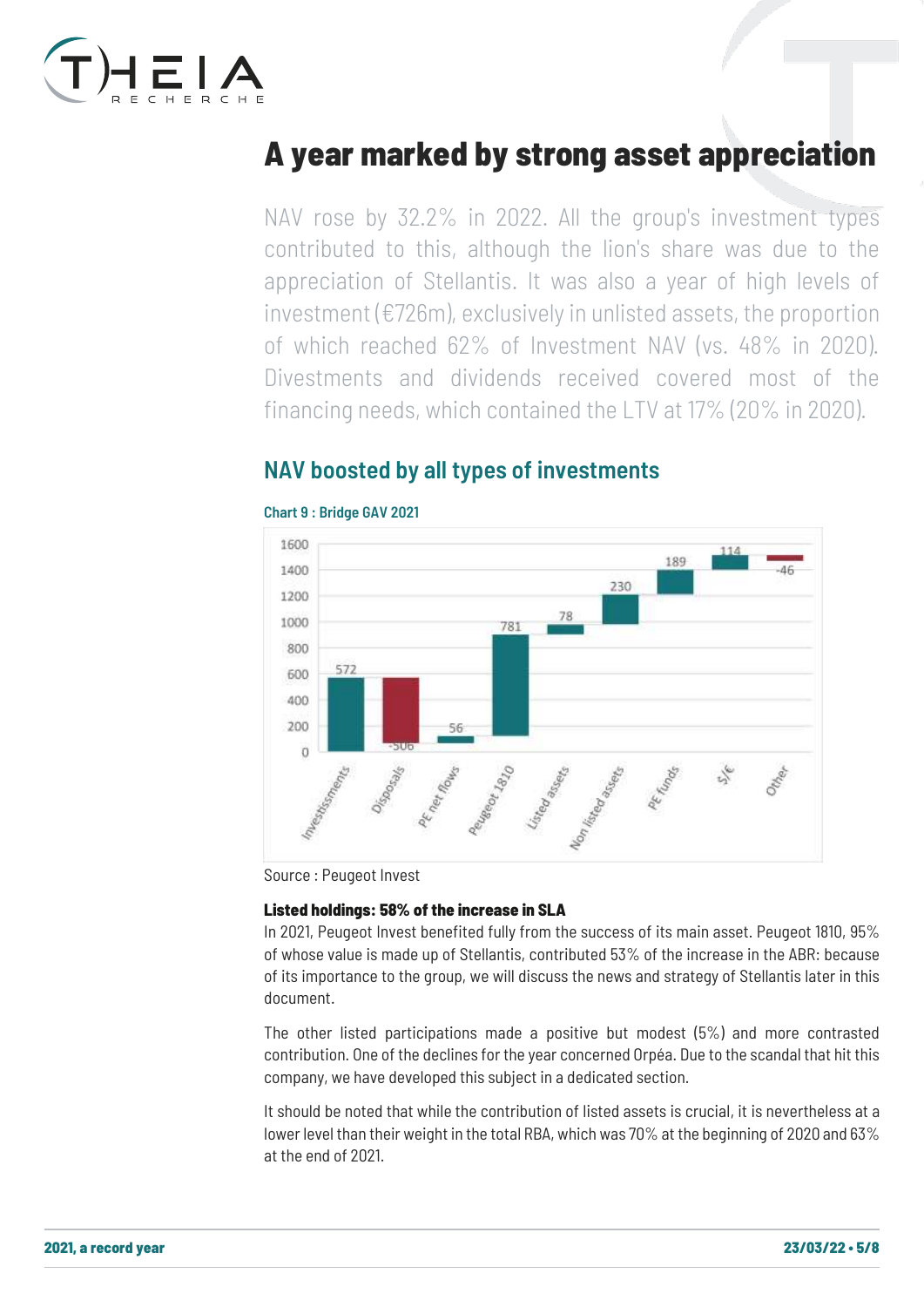# A year marked by strong asset appreciation

NAV rose by 32.2% in 2022. All the group's investment types contributed to this, although the lion's share was due to the appreciation of Stellantis. It was also a year of high levels of investment (€726m), exclusively in unlisted assets, the proportion of which reached 62% of Investment NAV (vs. 48% in 2020). Divestments and dividends received covered most of the financing needs, which contained the LTV at 17% (20% in 2020).

## NAV boosted by all types of investments

**Chart 9 : Bridge GAV 2021**

| Item | Value |
|---|---|
| Investissments | 572 |
| Disposals | -506 |
| PE net flows | 56 |
| Peugeot 1810 | 781 |
| Listed assets | 78 |
| Non listed assets | 230 |
| PE funds | 189 |
| $/€ | 114 |
| Other | -46 |

Source : Peugeot Invest

**Listed holdings: 58% of the increase in SLA**

In 2021, Peugeot Invest benefited fully from the success of its main asset. Peugeot 1810, 95% of whose value is made up of Stellantis, contributed 53% of the increase in the ABR: because of its importance to the group, we will discuss the news and strategy of Stellantis later in this document.

The other listed participations made a positive but modest (5%) and more contrasted contribution. One of the declines for the year concerned Orpéa. Due to the scandal that hit this company, we have developed this subject in a dedicated section.

It should be noted that while the contribution of listed assets is crucial, it is nevertheless at a lower level than their weight in the total RBA, which was 70% at the beginning of 2020 and 63% at the end of 2021.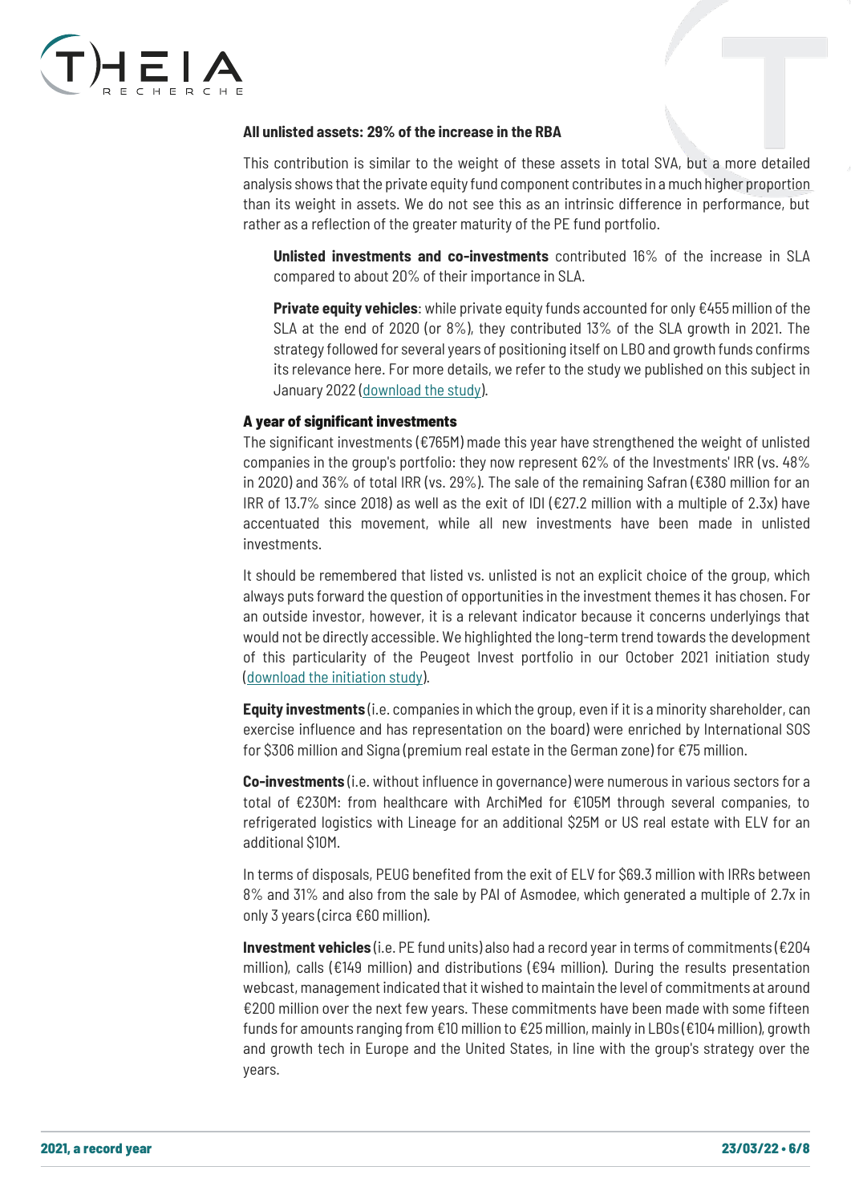### All unlisted assets: 29% of the increase in the RBA

This contribution is similar to the weight of these assets in total SVA, but a more detailed analysis shows that the private equity fund component contributes in a much higher proportion than its weight in assets. We do not see this as an intrinsic difference in performance, but rather as a reflection of the greater maturity of the PE fund portfolio.

**Unlisted investments and co-investments** contributed 16% of the increase in SLA compared to about 20% of their importance in SLA.

**Private equity vehicles**: while private equity funds accounted for only €455 million of the SLA at the end of 2020 (or 8%), they contributed 13% of the SLA growth in 2021. The strategy followed for several years of positioning itself on LBO and growth funds confirms its relevance here. For more details, we refer to the study we published on this subject in January 2022 (download the study).

### A year of significant investments

The significant investments (€765M) made this year have strengthened the weight of unlisted companies in the group's portfolio: they now represent 62% of the Investments' IRR (vs. 48% in 2020) and 36% of total IRR (vs. 29%). The sale of the remaining Safran (€380 million for an IRR of 13.7% since 2018) as well as the exit of IDI (€27.2 million with a multiple of 2.3x) have accentuated this movement, while all new investments have been made in unlisted investments.

It should be remembered that listed vs. unlisted is not an explicit choice of the group, which always puts forward the question of opportunities in the investment themes it has chosen. For an outside investor, however, it is a relevant indicator because it concerns underlyings that would not be directly accessible. We highlighted the long-term trend towards the development of this particularity of the Peugeot Invest portfolio in our October 2021 initiation study (download the initiation study).

**Equity investments** (i.e. companies in which the group, even if it is a minority shareholder, can exercise influence and has representation on the board) were enriched by International SOS for $306 million and Signa (premium real estate in the German zone) for €75 million.

**Co-investments** (i.e. without influence in governance) were numerous in various sectors for a total of €230M: from healthcare with ArchiMed for €105M through several companies, to refrigerated logistics with Lineage for an additional $25M or US real estate with ELV for an additional $10M.

In terms of disposals, PEUG benefited from the exit of ELV for $69.3 million with IRRs between 8% and 31% and also from the sale by PAI of Asmodee, which generated a multiple of 2.7x in only 3 years (circa €60 million).

**Investment vehicles** (i.e. PE fund units) also had a record year in terms of commitments (€204 million), calls (€149 million) and distributions (€94 million). During the results presentation webcast, management indicated that it wished to maintain the level of commitments at around €200 million over the next few years. These commitments have been made with some fifteen funds for amounts ranging from €10 million to €25 million, mainly in LBOs (€104 million), growth and growth tech in Europe and the United States, in line with the group's strategy over the years.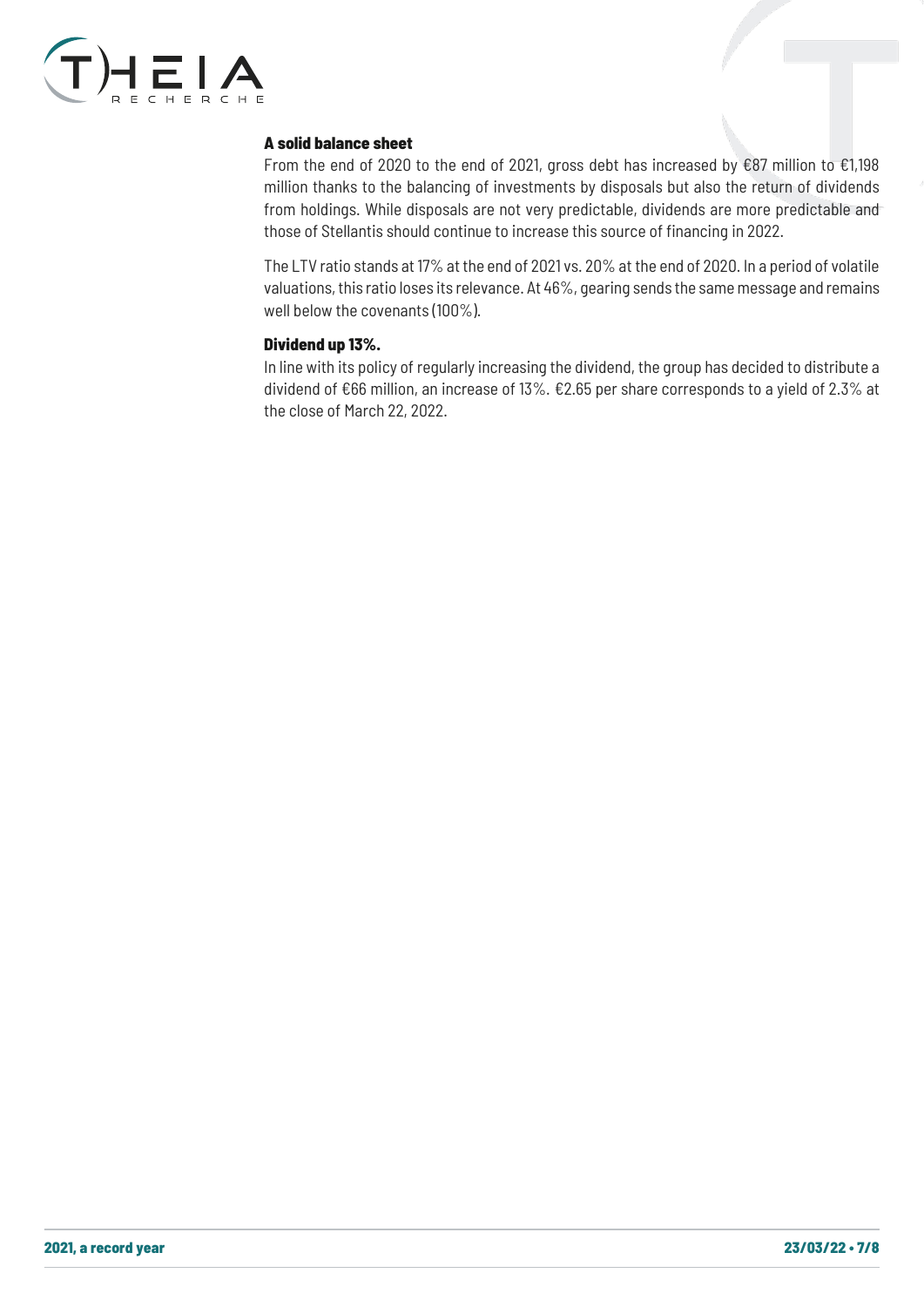### A solid balance sheet

From the end of 2020 to the end of 2021, gross debt has increased by €87 million to €1,198 million thanks to the balancing of investments by disposals but also the return of dividends from holdings. While disposals are not very predictable, dividends are more predictable and those of Stellantis should continue to increase this source of financing in 2022.

The LTV ratio stands at 17% at the end of 2021 vs. 20% at the end of 2020. In a period of volatile valuations, this ratio loses its relevance. At 46%, gearing sends the same message and remains well below the covenants (100%).

### Dividend up 13%.

In line with its policy of regularly increasing the dividend, the group has decided to distribute a dividend of €66 million, an increase of 13%. €2.65 per share corresponds to a yield of 2.3% at the close of March 22, 2022.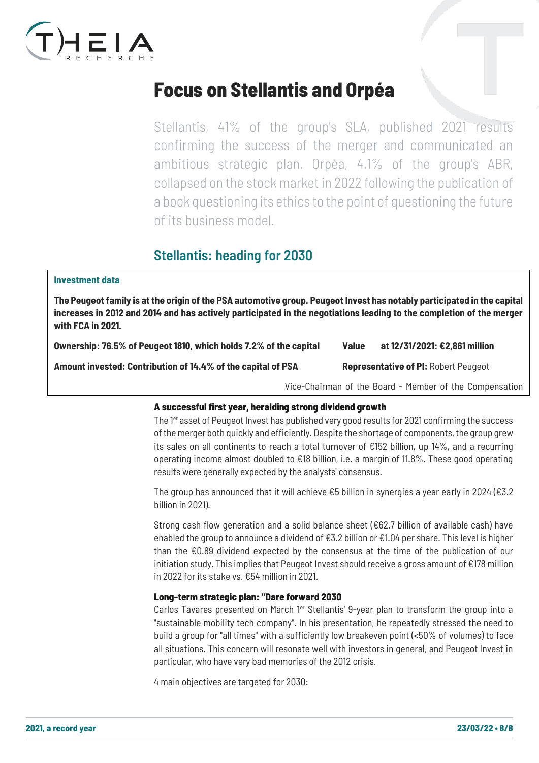# Focus on Stellantis and Orpéa

Stellantis, 41% of the group's SLA, published 2021 results confirming the success of the merger and communicated an ambitious strategic plan. Orpéa, 4.1% of the group's ABR, collapsed on the stock market in 2022 following the publication of a book questioning its ethics to the point of questioning the future of its business model.

## Stellantis: heading for 2030

**Investment data**

**The Peugeot family is at the origin of the PSA automotive group. Peugeot Invest has notably participated in the capital increases in 2012 and 2014 and has actively participated in the negotiations leading to the completion of the merger with FCA in 2021.**

**Ownership: 76.5% of Peugeot 1810, which holds 7.2% of the capital** | **Value at 12/31/2021: €2,861 million**

**Amount invested: Contribution of 14.4% of the capital of PSA** | **Representative of PI:** Robert Peugeot

Vice-Chairman of the Board - Member of the Compensation

### A successful first year, heralding strong dividend growth

The 1er asset of Peugeot Invest has published very good results for 2021 confirming the success of the merger both quickly and efficiently. Despite the shortage of components, the group grew its sales on all continents to reach a total turnover of €152 billion, up 14%, and a recurring operating income almost doubled to €18 billion, i.e. a margin of 11.8%. These good operating results were generally expected by the analysts' consensus.

The group has announced that it will achieve €5 billion in synergies a year early in 2024 (€3.2 billion in 2021).

Strong cash flow generation and a solid balance sheet (€62.7 billion of available cash) have enabled the group to announce a dividend of €3.2 billion or €1.04 per share. This level is higher than the €0.89 dividend expected by the consensus at the time of the publication of our initiation study. This implies that Peugeot Invest should receive a gross amount of €178 million in 2022 for its stake vs. €54 million in 2021.

### Long-term strategic plan: "Dare forward 2030

Carlos Tavares presented on March 1er Stellantis' 9-year plan to transform the group into a "sustainable mobility tech company". In his presentation, he repeatedly stressed the need to build a group for "all times" with a sufficiently low breakeven point (<50% of volumes) to face all situations. This concern will resonate well with investors in general, and Peugeot Invest in particular, who have very bad memories of the 2012 crisis.

4 main objectives are targeted for 2030: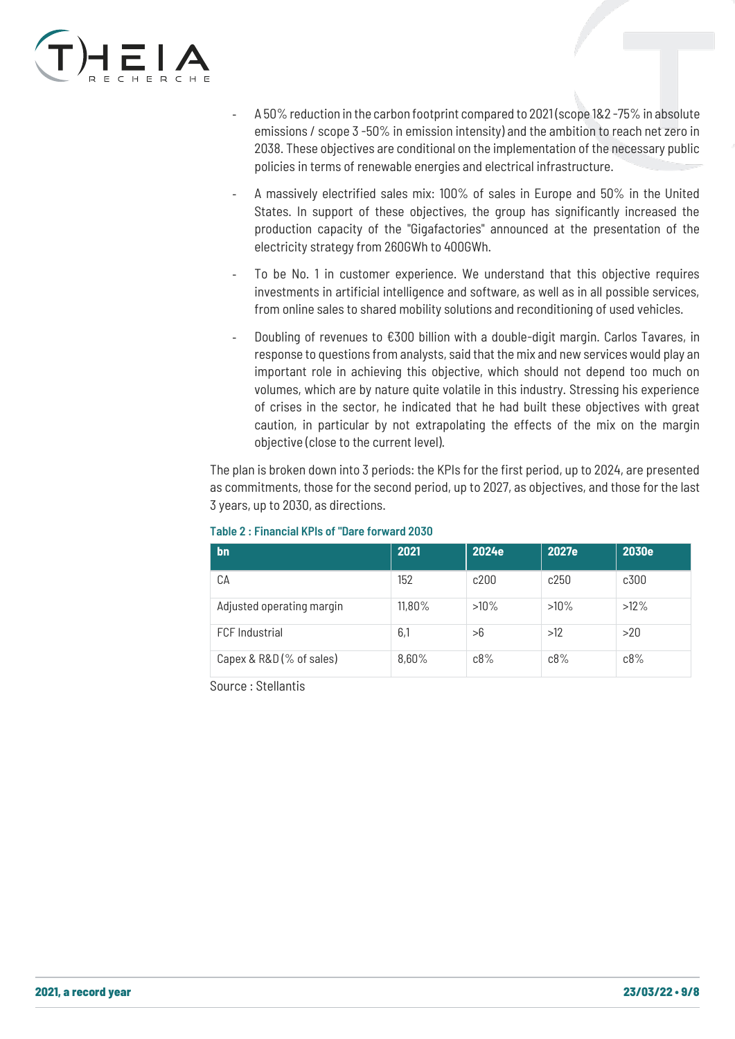- A 50% reduction in the carbon footprint compared to 2021 (scope 1&2 -75% in absolute emissions / scope 3 -50% in emission intensity) and the ambition to reach net zero in 2038. These objectives are conditional on the implementation of the necessary public policies in terms of renewable energies and electrical infrastructure.
- A massively electrified sales mix: 100% of sales in Europe and 50% in the United States. In support of these objectives, the group has significantly increased the production capacity of the "Gigafactories" announced at the presentation of the electricity strategy from 260GWh to 400GWh.
- To be No. 1 in customer experience. We understand that this objective requires investments in artificial intelligence and software, as well as in all possible services, from online sales to shared mobility solutions and reconditioning of used vehicles.
- Doubling of revenues to €300 billion with a double-digit margin. Carlos Tavares, in response to questions from analysts, said that the mix and new services would play an important role in achieving this objective, which should not depend too much on volumes, which are by nature quite volatile in this industry. Stressing his experience of crises in the sector, he indicated that he had built these objectives with great caution, in particular by not extrapolating the effects of the mix on the margin objective (close to the current level).

The plan is broken down into 3 periods: the KPIs for the first period, up to 2024, are presented as commitments, those for the second period, up to 2027, as objectives, and those for the last 3 years, up to 2030, as directions.

**Table 2 : Financial KPIs of "Dare forward 2030**

| bn | 2021 | 2024e | 2027e | 2030e |
|---|---|---|---|---|
| CA | 152 | c200 | c250 | c300 |
| Adjusted operating margin | 11,80% | >10% | >10% | >12% |
| FCF Industrial | 6,1 | >6 | >12 | >20 |
| Capex & R&D (% of sales) | 8,60% | c8% | c8% | c8% |

Source : Stellantis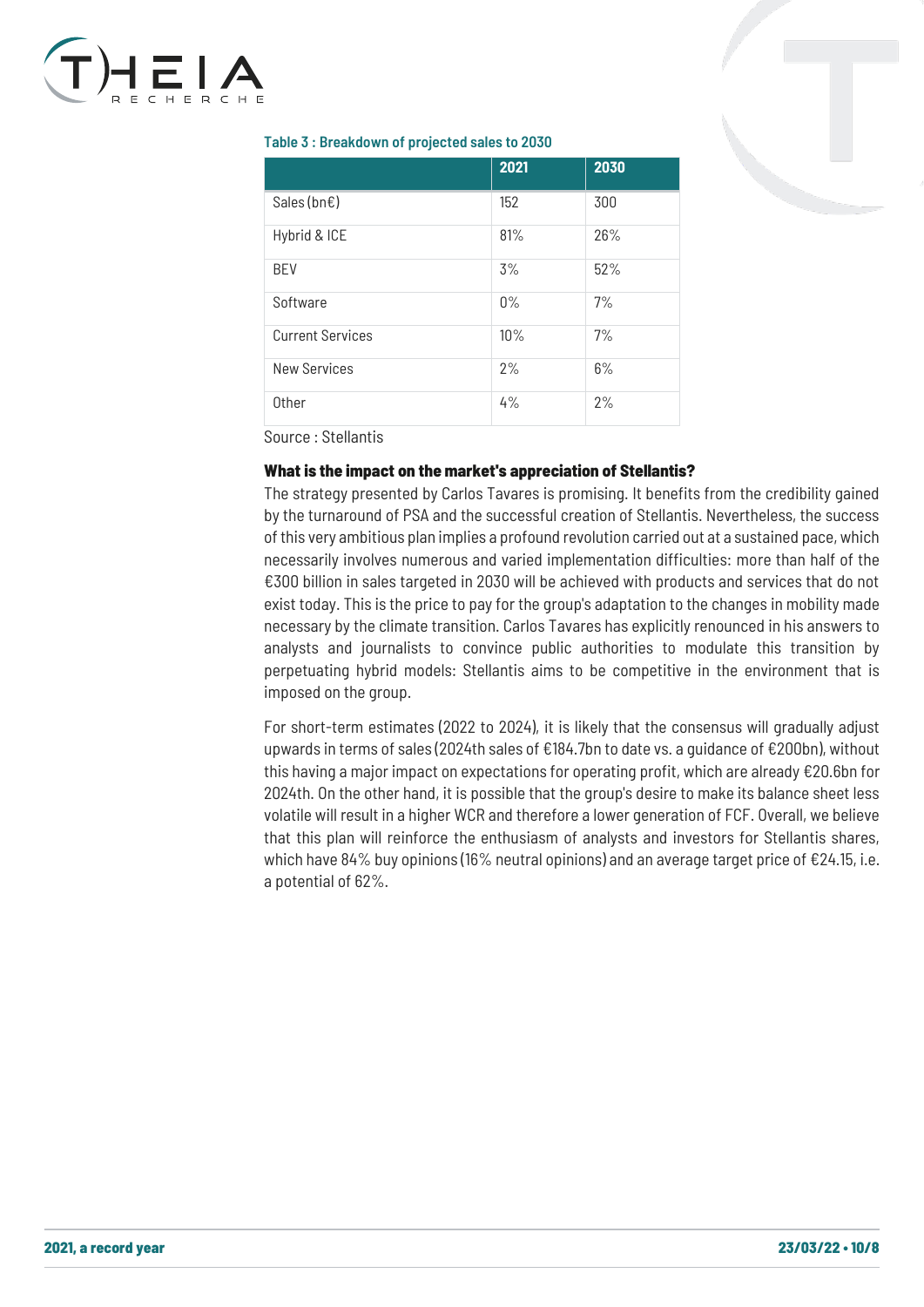**Table 3 : Breakdown of projected sales to 2030**

| | 2021 | 2030 |
|---|---|---|
| Sales (bn€) | 152 | 300 |
| Hybrid & ICE | 81% | 26% |
| BEV | 3% | 52% |
| Software | 0% | 7% |
| Current Services | 10% | 7% |
| New Services | 2% | 6% |
| Other | 4% | 2% |

Source : Stellantis

**What is the impact on the market's appreciation of Stellantis?**

The strategy presented by Carlos Tavares is promising. It benefits from the credibility gained by the turnaround of PSA and the successful creation of Stellantis. Nevertheless, the success of this very ambitious plan implies a profound revolution carried out at a sustained pace, which necessarily involves numerous and varied implementation difficulties: more than half of the €300 billion in sales targeted in 2030 will be achieved with products and services that do not exist today. This is the price to pay for the group's adaptation to the changes in mobility made necessary by the climate transition. Carlos Tavares has explicitly renounced in his answers to analysts and journalists to convince public authorities to modulate this transition by perpetuating hybrid models: Stellantis aims to be competitive in the environment that is imposed on the group.

For short-term estimates (2022 to 2024), it is likely that the consensus will gradually adjust upwards in terms of sales (2024th sales of €184.7bn to date vs. a guidance of €200bn), without this having a major impact on expectations for operating profit, which are already €20.6bn for 2024th. On the other hand, it is possible that the group's desire to make its balance sheet less volatile will result in a higher WCR and therefore a lower generation of FCF. Overall, we believe that this plan will reinforce the enthusiasm of analysts and investors for Stellantis shares, which have 84% buy opinions (16% neutral opinions) and an average target price of €24.15, i.e. a potential of 62%.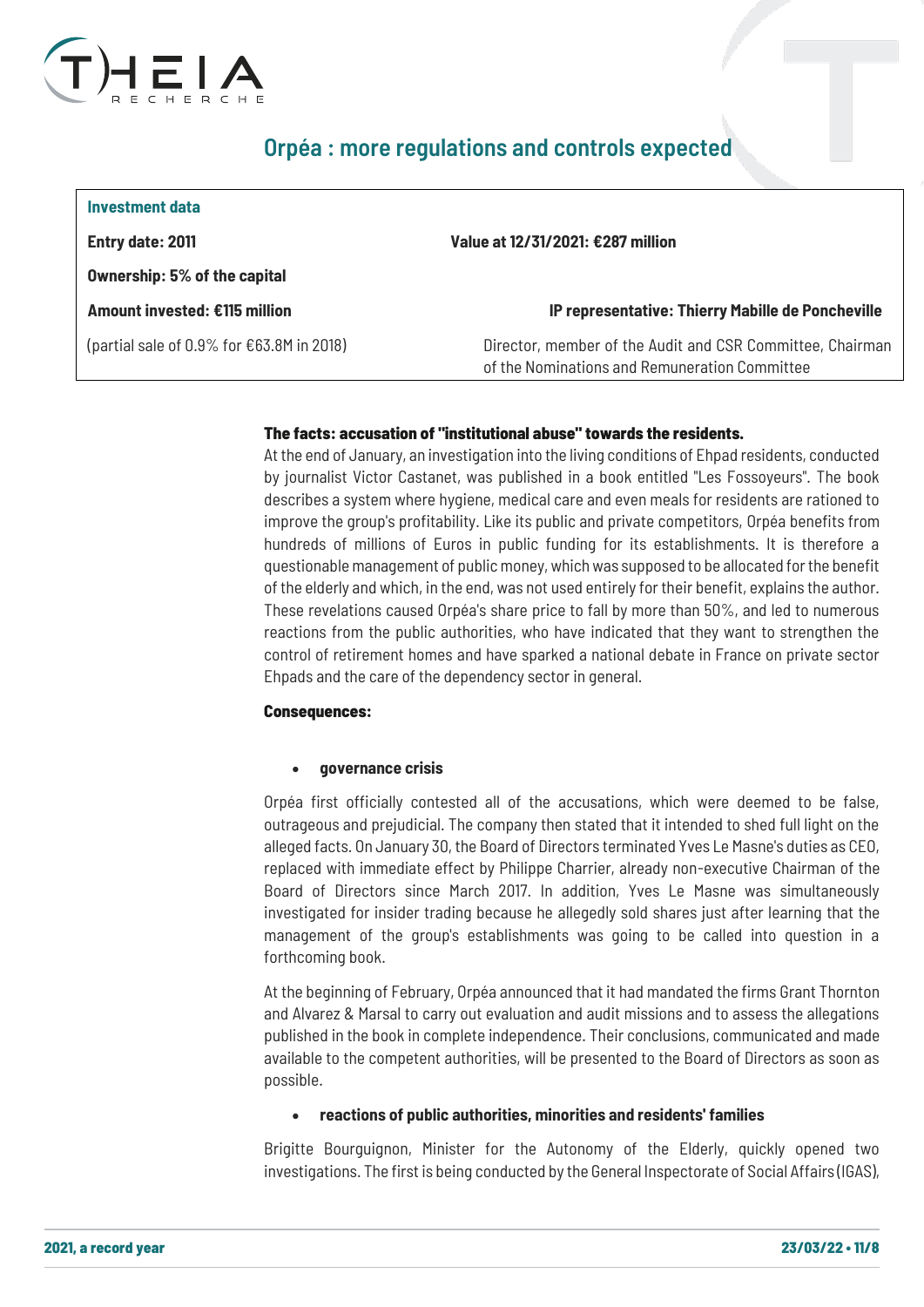## Orpéa : more regulations and controls expected

| Investment data | |
|---|---|
| **Entry date: 2011** | **Value at 12/31/2021: €287 million** |
| **Ownership: 5% of the capital** | |
| **Amount invested: €115 million** | **IP representative: Thierry Mabille de Poncheville** |
| (partial sale of 0.9% for €63.8M in 2018) | Director, member of the Audit and CSR Committee, Chairman of the Nominations and Remuneration Committee |

**The facts: accusation of "institutional abuse" towards the residents.**

At the end of January, an investigation into the living conditions of Ehpad residents, conducted by journalist Victor Castanet, was published in a book entitled "Les Fossoyeurs". The book describes a system where hygiene, medical care and even meals for residents are rationed to improve the group's profitability. Like its public and private competitors, Orpéa benefits from hundreds of millions of Euros in public funding for its establishments. It is therefore a questionable management of public money, which was supposed to be allocated for the benefit of the elderly and which, in the end, was not used entirely for their benefit, explains the author. These revelations caused Orpéa's share price to fall by more than 50%, and led to numerous reactions from the public authorities, who have indicated that they want to strengthen the control of retirement homes and have sparked a national debate in France on private sector Ehpads and the care of the dependency sector in general.

**Consequences:**

- **governance crisis**

Orpéa first officially contested all of the accusations, which were deemed to be false, outrageous and prejudicial. The company then stated that it intended to shed full light on the alleged facts. On January 30, the Board of Directors terminated Yves Le Masne's duties as CEO, replaced with immediate effect by Philippe Charrier, already non-executive Chairman of the Board of Directors since March 2017. In addition, Yves Le Masne was simultaneously investigated for insider trading because he allegedly sold shares just after learning that the management of the group's establishments was going to be called into question in a forthcoming book.

At the beginning of February, Orpéa announced that it had mandated the firms Grant Thornton and Alvarez & Marsal to carry out evaluation and audit missions and to assess the allegations published in the book in complete independence. Their conclusions, communicated and made available to the competent authorities, will be presented to the Board of Directors as soon as possible.

- **reactions of public authorities, minorities and residents' families**

Brigitte Bourguignon, Minister for the Autonomy of the Elderly, quickly opened two investigations. The first is being conducted by the General Inspectorate of Social Affairs (IGAS),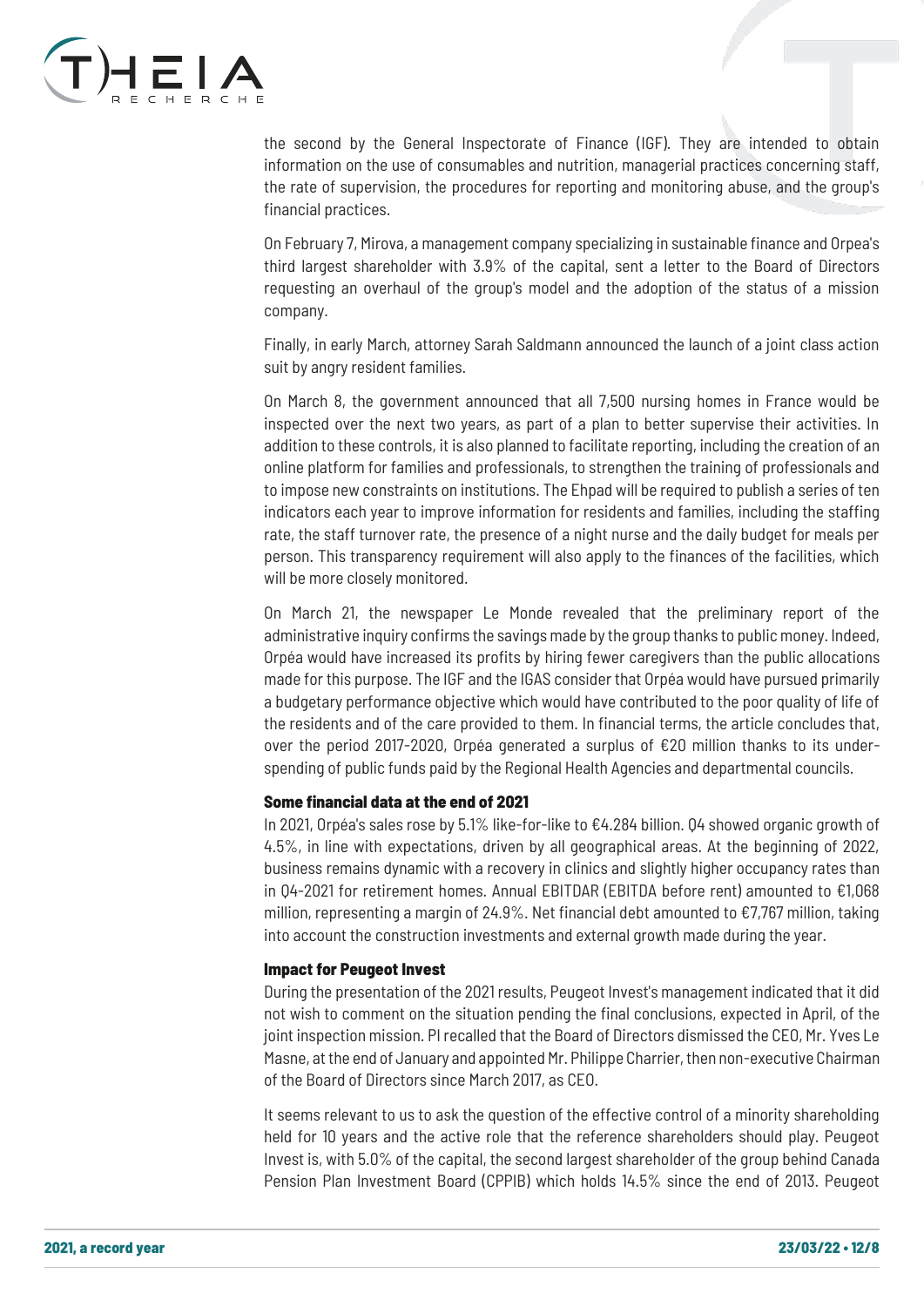the second by the General Inspectorate of Finance (IGF). They are intended to obtain information on the use of consumables and nutrition, managerial practices concerning staff, the rate of supervision, the procedures for reporting and monitoring abuse, and the group's financial practices.

On February 7, Mirova, a management company specializing in sustainable finance and Orpea's third largest shareholder with 3.9% of the capital, sent a letter to the Board of Directors requesting an overhaul of the group's model and the adoption of the status of a mission company.

Finally, in early March, attorney Sarah Saldmann announced the launch of a joint class action suit by angry resident families.

On March 8, the government announced that all 7,500 nursing homes in France would be inspected over the next two years, as part of a plan to better supervise their activities. In addition to these controls, it is also planned to facilitate reporting, including the creation of an online platform for families and professionals, to strengthen the training of professionals and to impose new constraints on institutions. The Ehpad will be required to publish a series of ten indicators each year to improve information for residents and families, including the staffing rate, the staff turnover rate, the presence of a night nurse and the daily budget for meals per person. This transparency requirement will also apply to the finances of the facilities, which will be more closely monitored.

On March 21, the newspaper Le Monde revealed that the preliminary report of the administrative inquiry confirms the savings made by the group thanks to public money. Indeed, Orpéa would have increased its profits by hiring fewer caregivers than the public allocations made for this purpose. The IGF and the IGAS consider that Orpéa would have pursued primarily a budgetary performance objective which would have contributed to the poor quality of life of the residents and of the care provided to them. In financial terms, the article concludes that, over the period 2017-2020, Orpéa generated a surplus of €20 million thanks to its under-spending of public funds paid by the Regional Health Agencies and departmental councils.

**Some financial data at the end of 2021**

In 2021, Orpéa's sales rose by 5.1% like-for-like to €4.284 billion. Q4 showed organic growth of 4.5%, in line with expectations, driven by all geographical areas. At the beginning of 2022, business remains dynamic with a recovery in clinics and slightly higher occupancy rates than in Q4-2021 for retirement homes. Annual EBITDAR (EBITDA before rent) amounted to €1,068 million, representing a margin of 24.9%. Net financial debt amounted to €7,767 million, taking into account the construction investments and external growth made during the year.

**Impact for Peugeot Invest**

During the presentation of the 2021 results, Peugeot Invest's management indicated that it did not wish to comment on the situation pending the final conclusions, expected in April, of the joint inspection mission. PI recalled that the Board of Directors dismissed the CEO, Mr. Yves Le Masne, at the end of January and appointed Mr. Philippe Charrier, then non-executive Chairman of the Board of Directors since March 2017, as CEO.

It seems relevant to us to ask the question of the effective control of a minority shareholding held for 10 years and the active role that the reference shareholders should play. Peugeot Invest is, with 5.0% of the capital, the second largest shareholder of the group behind Canada Pension Plan Investment Board (CPPIB) which holds 14.5% since the end of 2013. Peugeot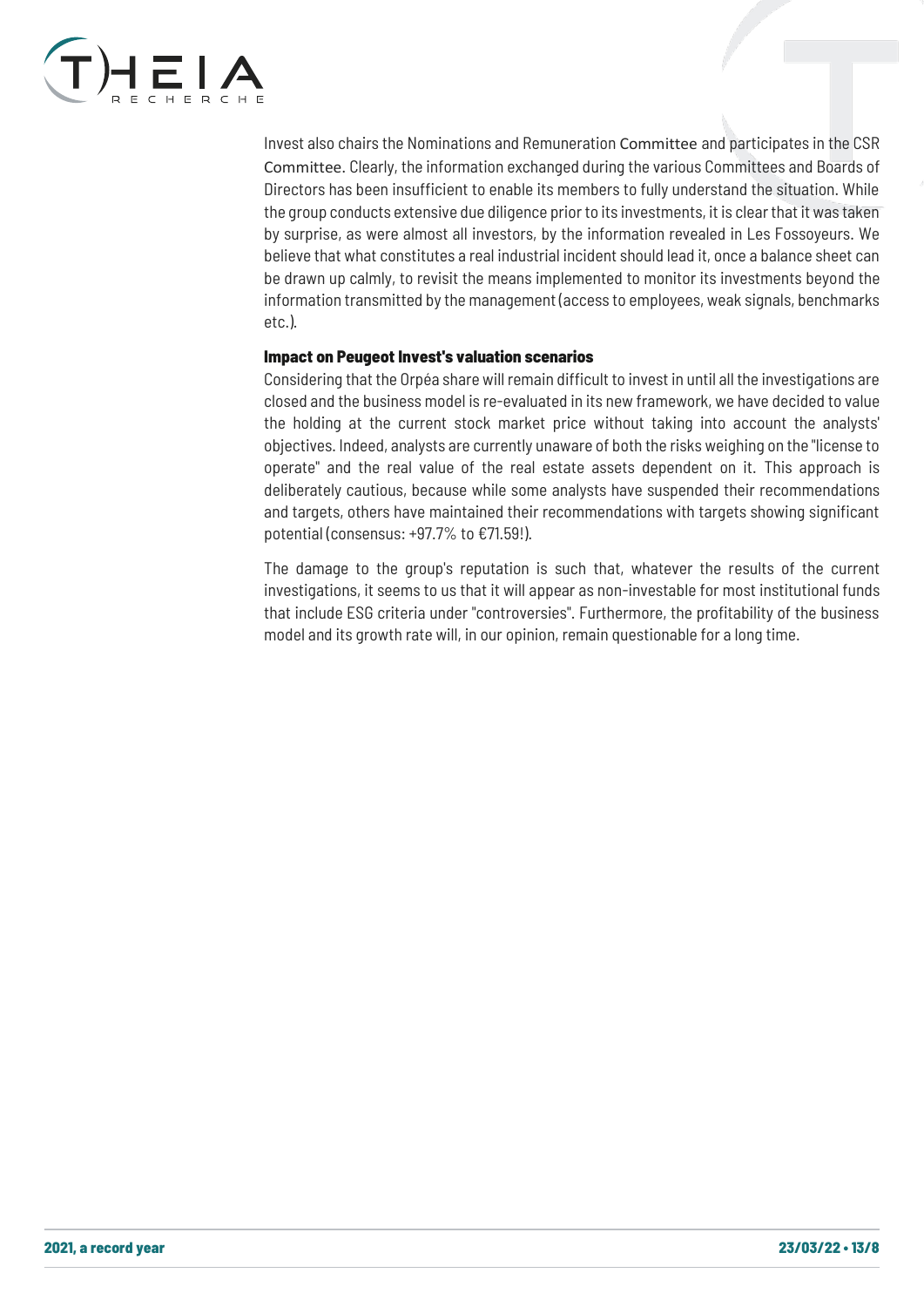Invest also chairs the Nominations and Remuneration Committee and participates in the CSR Committee. Clearly, the information exchanged during the various Committees and Boards of Directors has been insufficient to enable its members to fully understand the situation. While the group conducts extensive due diligence prior to its investments, it is clear that it was taken by surprise, as were almost all investors, by the information revealed in Les Fossoyeurs. We believe that what constitutes a real industrial incident should lead it, once a balance sheet can be drawn up calmly, to revisit the means implemented to monitor its investments beyond the information transmitted by the management (access to employees, weak signals, benchmarks etc.).

**Impact on Peugeot Invest's valuation scenarios**

Considering that the Orpéa share will remain difficult to invest in until all the investigations are closed and the business model is re-evaluated in its new framework, we have decided to value the holding at the current stock market price without taking into account the analysts' objectives. Indeed, analysts are currently unaware of both the risks weighing on the "license to operate" and the real value of the real estate assets dependent on it. This approach is deliberately cautious, because while some analysts have suspended their recommendations and targets, others have maintained their recommendations with targets showing significant potential (consensus: +97.7% to €71.59!).

The damage to the group's reputation is such that, whatever the results of the current investigations, it seems to us that it will appear as non-investable for most institutional funds that include ESG criteria under "controversies". Furthermore, the profitability of the business model and its growth rate will, in our opinion, remain questionable for a long time.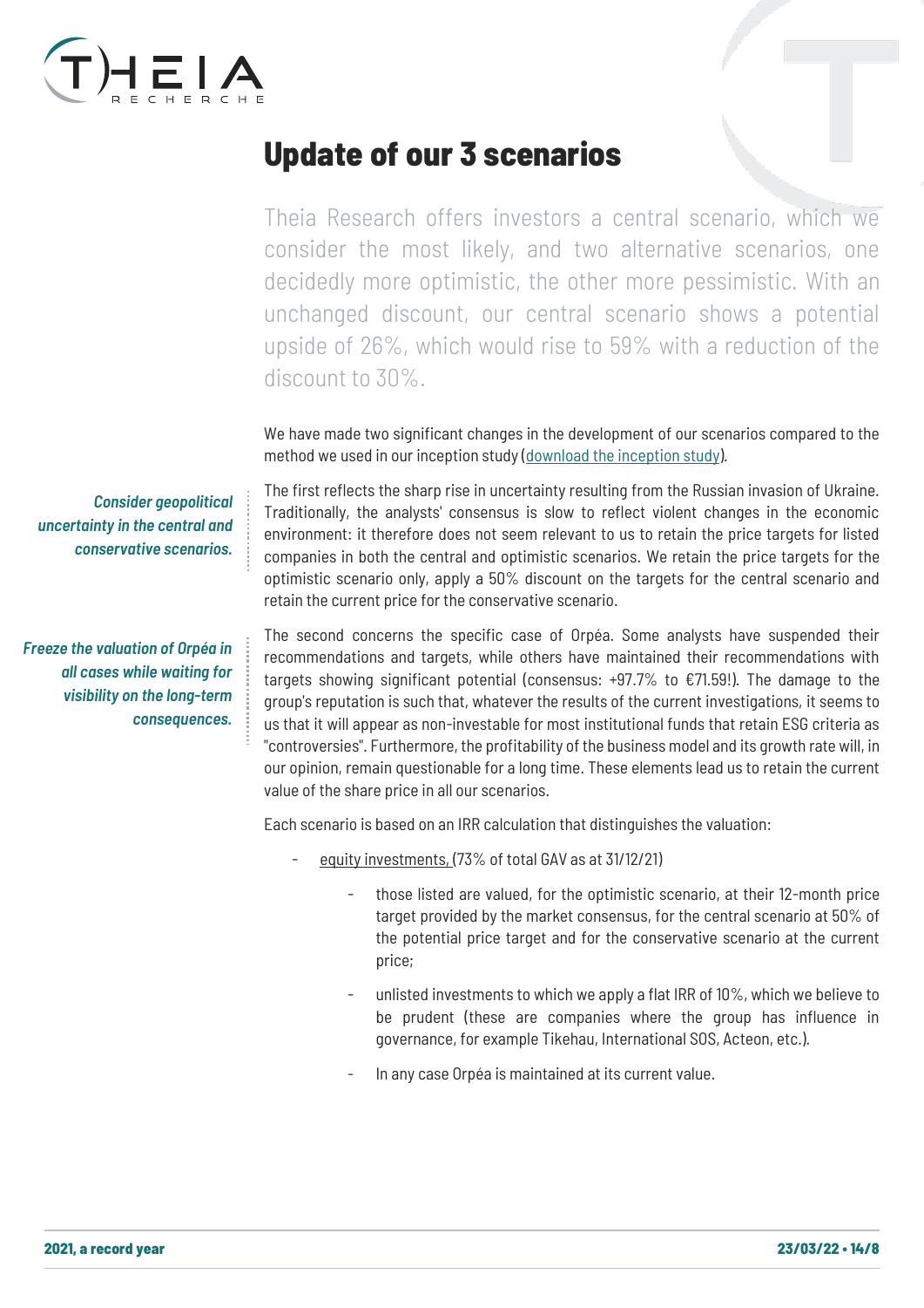# Update of our 3 scenarios

Theia Research offers investors a central scenario, which we consider the most likely, and two alternative scenarios, one decidedly more optimistic, the other more pessimistic. With an unchanged discount, our central scenario shows a potential upside of 26%, which would rise to 59% with a reduction of the discount to 30%.

We have made two significant changes in the development of our scenarios compared to the method we used in our inception study (download the inception study).

***Consider geopolitical uncertainty in the central and conservative scenarios.***

The first reflects the sharp rise in uncertainty resulting from the Russian invasion of Ukraine. Traditionally, the analysts' consensus is slow to reflect violent changes in the economic environment: it therefore does not seem relevant to us to retain the price targets for listed companies in both the central and optimistic scenarios. We retain the price targets for the optimistic scenario only, apply a 50% discount on the targets for the central scenario and retain the current price for the conservative scenario.

***Freeze the valuation of Orpéa in all cases while waiting for visibility on the long-term consequences.***

The second concerns the specific case of Orpéa. Some analysts have suspended their recommendations and targets, while others have maintained their recommendations with targets showing significant potential (consensus: +97.7% to €71.59!). The damage to the group's reputation is such that, whatever the results of the current investigations, it seems to us that it will appear as non-investable for most institutional funds that retain ESG criteria as "controversies". Furthermore, the profitability of the business model and its growth rate will, in our opinion, remain questionable for a long time. These elements lead us to retain the current value of the share price in all our scenarios.

Each scenario is based on an IRR calculation that distinguishes the valuation:

- equity investments, (73% of total GAV as at 31/12/21)
  - those listed are valued, for the optimistic scenario, at their 12-month price target provided by the market consensus, for the central scenario at 50% of the potential price target and for the conservative scenario at the current price;
  - unlisted investments to which we apply a flat IRR of 10%, which we believe to be prudent (these are companies where the group has influence in governance, for example Tikehau, International SOS, Acteon, etc.).
  - In any case Orpéa is maintained at its current value.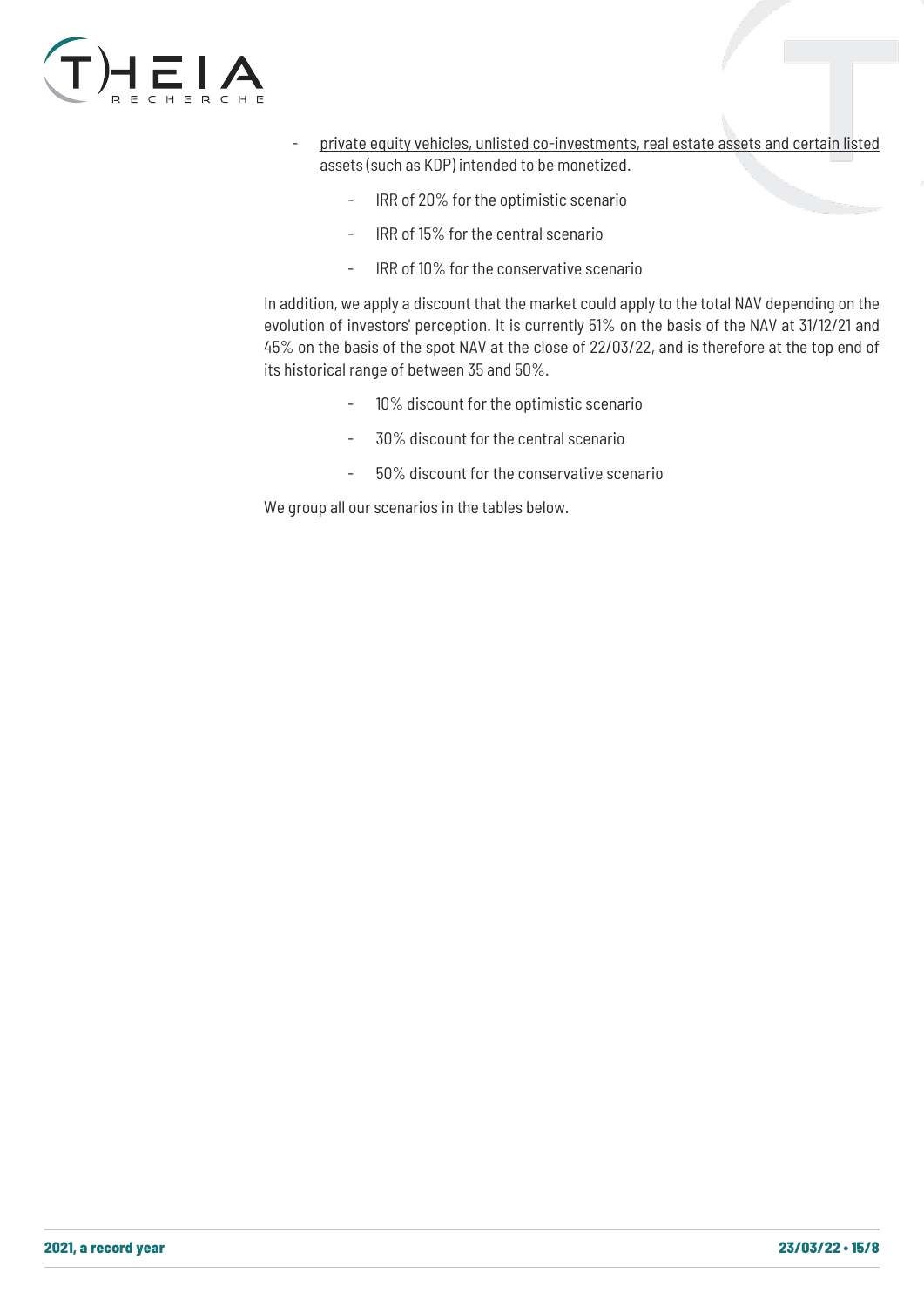- <u>private equity vehicles, unlisted co-investments, real estate assets and certain listed assets (such as KDP) intended to be monetized.</u>
    - IRR of 20% for the optimistic scenario
    - IRR of 15% for the central scenario
    - IRR of 10% for the conservative scenario

In addition, we apply a discount that the market could apply to the total NAV depending on the evolution of investors' perception. It is currently 51% on the basis of the NAV at 31/12/21 and 45% on the basis of the spot NAV at the close of 22/03/22, and is therefore at the top end of its historical range of between 35 and 50%.

- 10% discount for the optimistic scenario
- 30% discount for the central scenario
- 50% discount for the conservative scenario

We group all our scenarios in the tables below.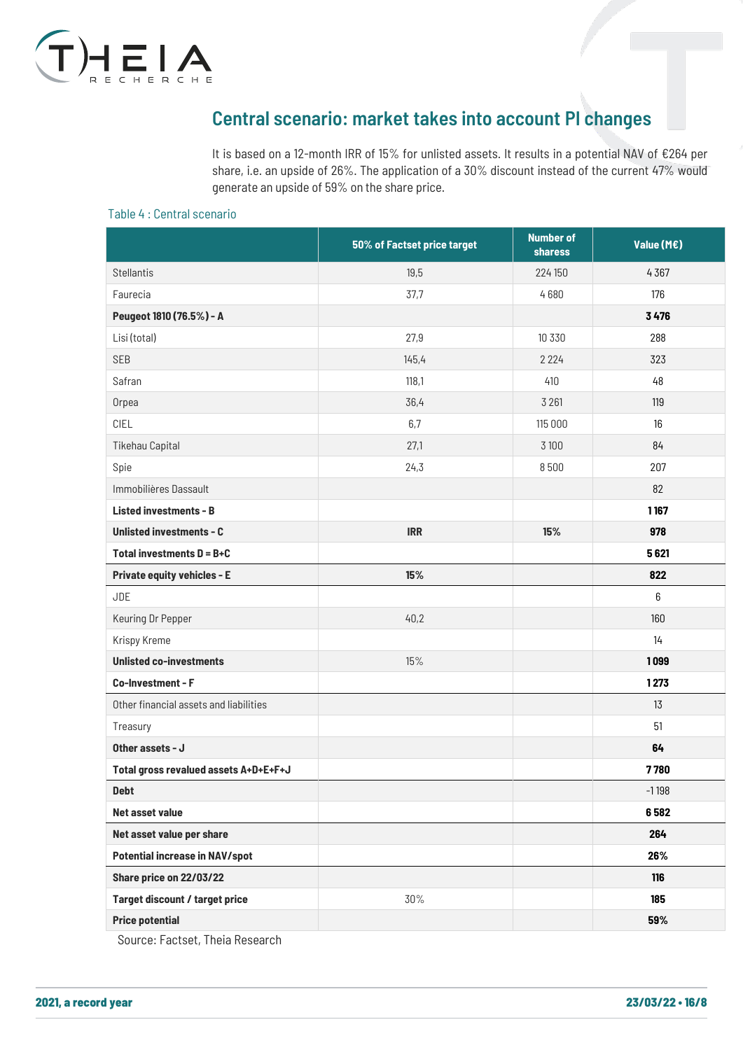## Central scenario: market takes into account PI changes

It is based on a 12-month IRR of 15% for unlisted assets. It results in a potential NAV of €264 per share, i.e. an upside of 26%. The application of a 30% discount instead of the current 47% would generate an upside of 59% on the share price.

Table 4 : Central scenario

| | 50% of Factset price target | Number of sharess | Value (M€) |
|---|---|---|---|
| Stellantis | 19,5 | 224 150 | 4 367 |
| Faurecia | 37,7 | 4 680 | 176 |
| **Peugeot 1810 (76.5%) - A** | | | **3 476** |
| Lisi (total) | 27,9 | 10 330 | 288 |
| SEB | 145,4 | 2 224 | 323 |
| Safran | 118,1 | 410 | 48 |
| Orpea | 36,4 | 3 261 | 119 |
| CIEL | 6,7 | 115 000 | 16 |
| Tikehau Capital | 27,1 | 3 100 | 84 |
| Spie | 24,3 | 8 500 | 207 |
| Immobilières Dassault | | | 82 |
| **Listed investments - B** | | | **1 167** |
| **Unlisted investments - C** | **IRR** | **15%** | **978** |
| **Total investments D = B+C** | | | **5 621** |
| **Private equity vehicles - E** | **15%** | | **822** |
| JDE | | | 6 |
| Keuring Dr Pepper | 40,2 | | 160 |
| Krispy Kreme | | | 14 |
| **Unlisted co-investments** | 15% | | **1 099** |
| **Co-Investment - F** | | | **1 273** |
| Other financial assets and liabilities | | | 13 |
| Treasury | | | 51 |
| **Other assets - J** | | | **64** |
| **Total gross revalued assets A+D+E+F+J** | | | **7 780** |
| **Debt** | | | -1 198 |
| **Net asset value** | | | **6 582** |
| **Net asset value per share** | | | **264** |
| **Potential increase in NAV/spot** | | | **26%** |
| **Share price on 22/03/22** | | | **116** |
| **Target discount / target price** | 30% | | **185** |
| **Price potential** | | | **59%** |

Source: Factset, Theia Research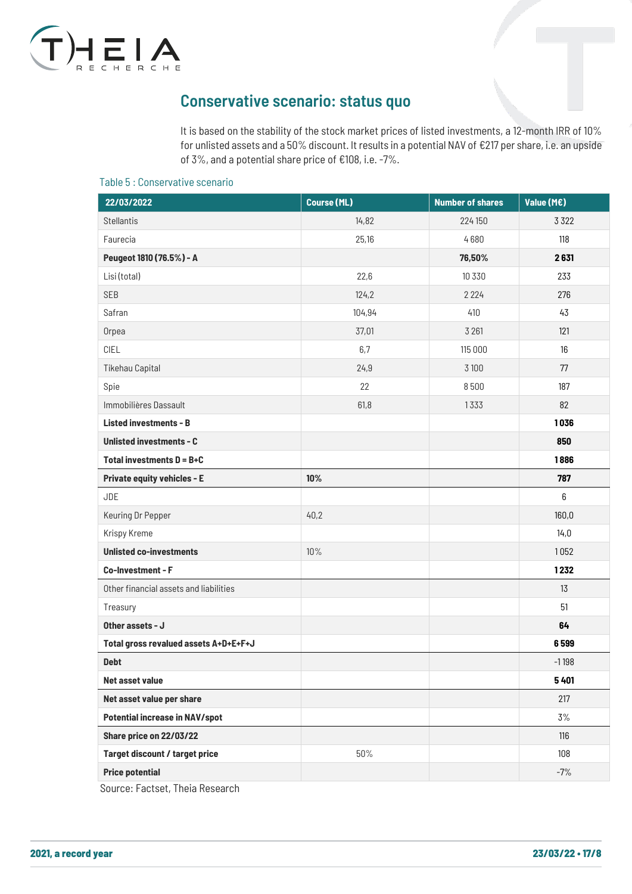## Conservative scenario: status quo

It is based on the stability of the stock market prices of listed investments, a 12-month IRR of 10% for unlisted assets and a 50% discount. It results in a potential NAV of €217 per share, i.e. an upside of 3%, and a potential share price of €108, i.e. -7%.

Table 5 : Conservative scenario

| 22/03/2022 | Course (ML) | Number of shares | Value (M€) |
|---|---|---|---|
| Stellantis | 14,82 | 224 150 | 3 322 |
| Faurecia | 25,16 | 4 680 | 118 |
| **Peugeot 1810 (76.5%) - A** | | **76,50%** | **2 631** |
| Lisi (total) | 22,6 | 10 330 | 233 |
| SEB | 124,2 | 2 224 | 276 |
| Safran | 104,94 | 410 | 43 |
| Orpea | 37,01 | 3 261 | 121 |
| CIEL | 6,7 | 115 000 | 16 |
| Tikehau Capital | 24,9 | 3 100 | 77 |
| Spie | 22 | 8 500 | 187 |
| Immobilières Dassault | 61,8 | 1 333 | 82 |
| **Listed investments - B** | | | **1 036** |
| **Unlisted investments - C** | | | **850** |
| **Total investments D = B+C** | | | **1 886** |
| **Private equity vehicles - E** | **10%** | | **787** |
| JDE | | | 6 |
| Keuring Dr Pepper | 40,2 | | 160,0 |
| Krispy Kreme | | | 14,0 |
| **Unlisted co-investments** | 10% | | 1 052 |
| **Co-Investment - F** | | | **1 232** |
| Other financial assets and liabilities | | | 13 |
| Treasury | | | 51 |
| **Other assets - J** | | | **64** |
| **Total gross revalued assets A+D+E+F+J** | | | **6 599** |
| **Debt** | | | -1 198 |
| **Net asset value** | | | **5 401** |
| **Net asset value per share** | | | 217 |
| **Potential increase in NAV/spot** | | | 3% |
| **Share price on 22/03/22** | | | 116 |
| **Target discount / target price** | 50% | | 108 |
| **Price potential** | | | -7% |

Source: Factset, Theia Research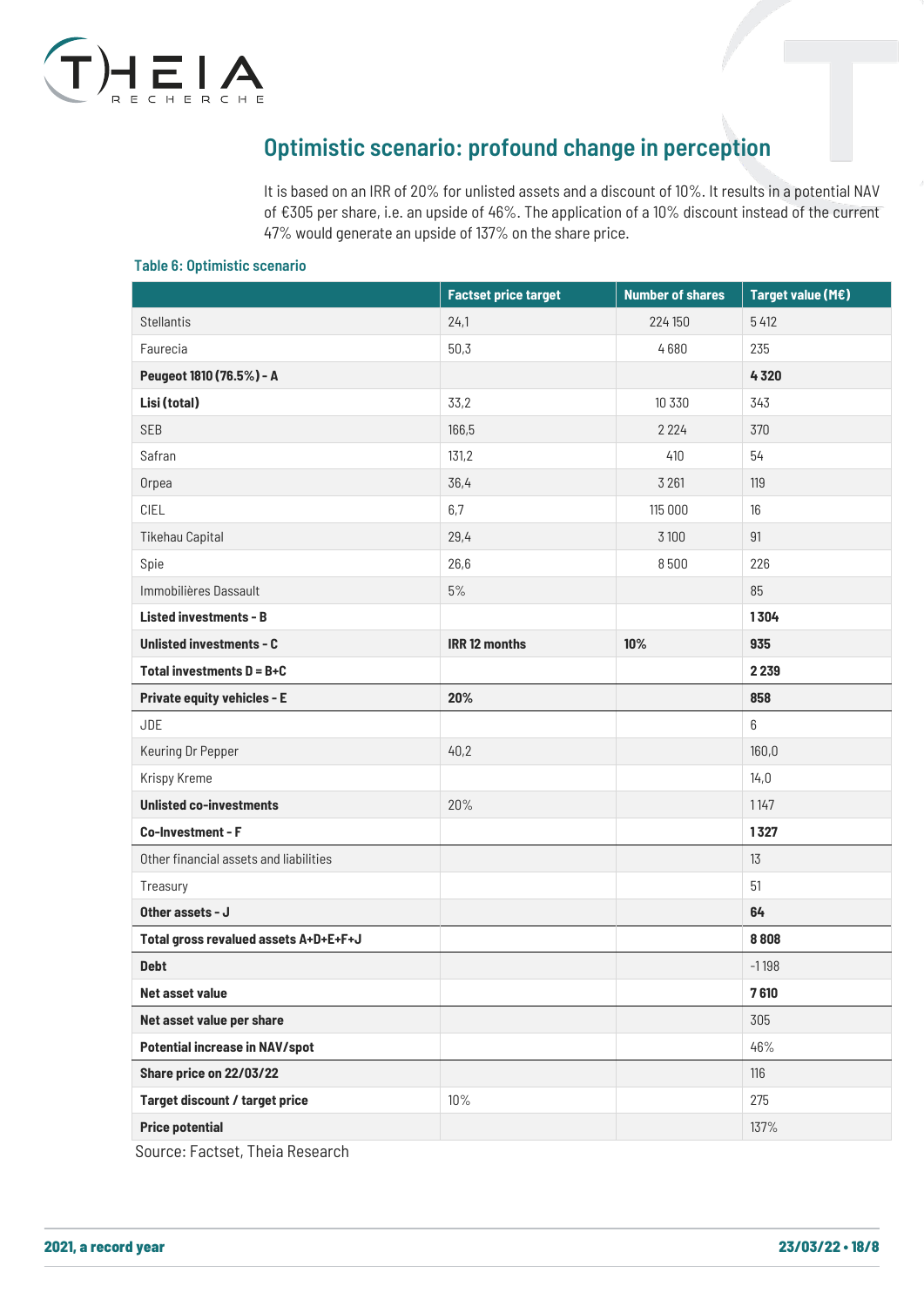## Optimistic scenario: profound change in perception

It is based on an IRR of 20% for unlisted assets and a discount of 10%. It results in a potential NAV of €305 per share, i.e. an upside of 46%. The application of a 10% discount instead of the current 47% would generate an upside of 137% on the share price.

**Table 6: Optimistic scenario**

| | Factset price target | Number of shares | Target value (M€) |
|---|---|---|---|
| Stellantis | 24,1 | 224 150 | 5 412 |
| Faurecia | 50,3 | 4 680 | 235 |
| **Peugeot 1810 (76.5%) - A** | | | **4 320** |
| **Lisi (total)** | 33,2 | 10 330 | 343 |
| SEB | 166,5 | 2 224 | 370 |
| Safran | 131,2 | 410 | 54 |
| Orpea | 36,4 | 3 261 | 119 |
| CIEL | 6,7 | 115 000 | 16 |
| Tikehau Capital | 29,4 | 3 100 | 91 |
| Spie | 26,6 | 8 500 | 226 |
| Immobilières Dassault | 5% | | 85 |
| **Listed investments - B** | | | **1 304** |
| **Unlisted investments - C** | **IRR 12 months** | **10%** | **935** |
| **Total investments D = B+C** | | | **2 239** |
| **Private equity vehicles - E** | **20%** | | **858** |
| JDE | | | 6 |
| Keuring Dr Pepper | 40,2 | | 160,0 |
| Krispy Kreme | | | 14,0 |
| **Unlisted co-investments** | 20% | | 1 147 |
| **Co-Investment - F** | | | **1 327** |
| Other financial assets and liabilities | | | 13 |
| Treasury | | | 51 |
| **Other assets - J** | | | **64** |
| **Total gross revalued assets A+D+E+F+J** | | | **8 808** |
| **Debt** | | | -1 198 |
| **Net asset value** | | | **7 610** |
| **Net asset value per share** | | | 305 |
| **Potential increase in NAV/spot** | | | 46% |
| **Share price on 22/03/22** | | | 116 |
| **Target discount / target price** | 10% | | 275 |
| **Price potential** | | | 137% |

Source: Factset, Theia Research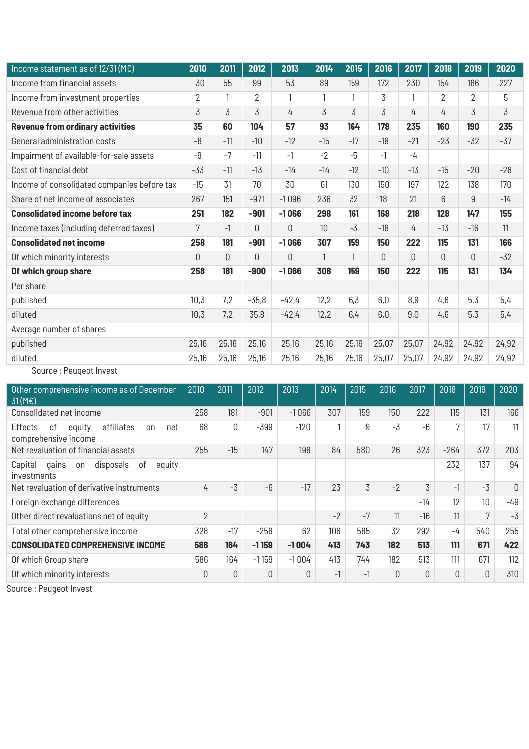| Income statement as of 12/31 (M€) | 2010 | 2011 | 2012 | 2013 | 2014 | 2015 | 2016 | 2017 | 2018 | 2019 | 2020 |
|---|---|---|---|---|---|---|---|---|---|---|---|
| Income from financial assets | 30 | 55 | 99 | 53 | 89 | 159 | 172 | 230 | 154 | 186 | 227 |
| Income from investment properties | 2 | 1 | 2 | 1 | 1 | 1 | 3 | 1 | 2 | 2 | 5 |
| Revenue from other activities | 3 | 3 | 3 | 4 | 3 | 3 | 3 | 4 | 4 | 3 | 3 |
| **Revenue from ordinary activities** | **35** | **60** | **104** | **57** | **93** | **164** | **178** | **235** | **160** | **190** | **235** |
| General administration costs | -8 | -11 | -10 | -12 | -15 | -17 | -18 | -21 | -23 | -32 | -37 |
| Impairment of available-for-sale assets | -9 | -7 | -11 | -1 | -2 | -5 | -1 | -4 | | | |
| Cost of financial debt | -33 | -11 | -13 | -14 | -14 | -12 | -10 | -13 | -15 | -20 | -28 |
| Income of consolidated companies before tax | -15 | 31 | 70 | 30 | 61 | 130 | 150 | 197 | 122 | 138 | 170 |
| Share of net income of associates | 267 | 151 | -971 | -1 096 | 236 | 32 | 18 | 21 | 6 | 9 | -14 |
| **Consolidated income before tax** | **251** | **182** | **-901** | **-1 066** | **298** | **161** | **168** | **218** | **128** | **147** | **155** |
| Income taxes (including deferred taxes) | 7 | -1 | 0 | 0 | 10 | -3 | -18 | 4 | -13 | -16 | 11 |
| **Consolidated net income** | **258** | **181** | **-901** | **-1 066** | **307** | **159** | **150** | **222** | **115** | **131** | **166** |
| Of which minority interests | 0 | 0 | 0 | 0 | 1 | 1 | 0 | 0 | 0 | 0 | -32 |
| **Of which group share** | **258** | **181** | **-900** | **-1 066** | **308** | **159** | **150** | **222** | **115** | **131** | **134** |
| Per share | | | | | | | | | | | |
| published | 10,3 | 7,2 | -35,8 | -42,4 | 12,2 | 6,3 | 6,0 | 8,9 | 4,6 | 5,3 | 5,4 |
| diluted | 10,3 | 7,2 | 35,8 | -42,4 | 12,2 | 6,4 | 6,0 | 9,0 | 4,6 | 5,3 | 5,4 |
| Average number of shares | | | | | | | | | | | |
| published | 25,16 | 25,16 | 25,16 | 25,16 | 25,16 | 25,16 | 25,07 | 25,07 | 24,92 | 24,92 | 24,92 |
| diluted | 25,16 | 25,16 | 25,16 | 25,16 | 25,16 | 25,16 | 25,07 | 25,07 | 24,92 | 24,92 | 24,92 |

Source : Peugeot Invest

| Other comprehensive income as of December 31 (M€) | 2010 | 2011 | 2012 | 2013 | 2014 | 2015 | 2016 | 2017 | 2018 | 2019 | 2020 |
|---|---|---|---|---|---|---|---|---|---|---|---|
| Consolidated net income | 258 | 181 | -901 | -1 066 | 307 | 159 | 150 | 222 | 115 | 131 | 166 |
| Effects of equity affiliates on net comprehensive income | 68 | 0 | -399 | -120 | 1 | 9 | -3 | -6 | 7 | 17 | 11 |
| Net revaluation of financial assets | 255 | -15 | 147 | 198 | 84 | 580 | 26 | 323 | -264 | 372 | 203 |
| Capital gains on disposals of equity investments | | | | | | | | | 232 | 137 | 94 |
| Net revaluation of derivative instruments | 4 | -3 | -6 | -17 | 23 | 3 | -2 | 3 | -1 | -3 | 0 |
| Foreign exchange differences | | | | | | | | -14 | 12 | 10 | -49 |
| Other direct revaluations net of equity | 2 | | | | -2 | -7 | 11 | -16 | 11 | 7 | -3 |
| Total other comprehensive income | 328 | -17 | -258 | 62 | 106 | 585 | 32 | 292 | -4 | 540 | 255 |
| **CONSOLIDATED COMPREHENSIVE INCOME** | **586** | **164** | **-1 159** | **-1 004** | **413** | **743** | **182** | **513** | **111** | **671** | **422** |
| Of which Group share | 586 | 164 | -1 159 | -1 004 | 413 | 744 | 182 | 513 | 111 | 671 | 112 |
| Of which minority interests | 0 | 0 | 0 | 0 | -1 | -1 | 0 | 0 | 0 | 0 | 310 |

Source : Peugeot Invest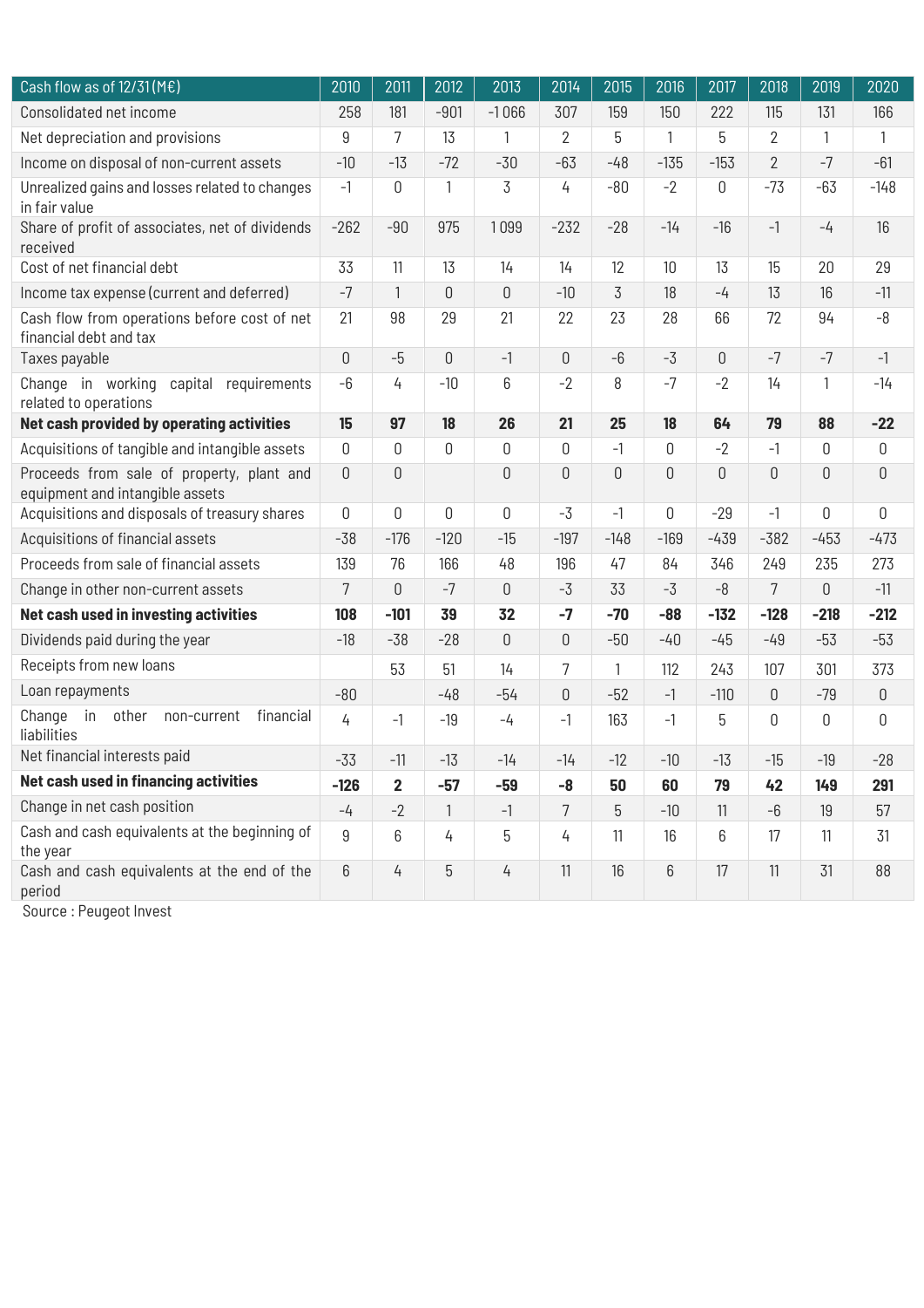| Cash flow as of 12/31 (M€) | 2010 | 2011 | 2012 | 2013 | 2014 | 2015 | 2016 | 2017 | 2018 | 2019 | 2020 |
|---|---|---|---|---|---|---|---|---|---|---|---|
| Consolidated net income | 258 | 181 | -901 | -1 066 | 307 | 159 | 150 | 222 | 115 | 131 | 166 |
| Net depreciation and provisions | 9 | 7 | 13 | 1 | 2 | 5 | 1 | 5 | 2 | 1 | 1 |
| Income on disposal of non-current assets | -10 | -13 | -72 | -30 | -63 | -48 | -135 | -153 | 2 | -7 | -61 |
| Unrealized gains and losses related to changes in fair value | -1 | 0 | 1 | 3 | 4 | -80 | -2 | 0 | -73 | -63 | -148 |
| Share of profit of associates, net of dividends received | -262 | -90 | 975 | 1 099 | -232 | -28 | -14 | -16 | -1 | -4 | 16 |
| Cost of net financial debt | 33 | 11 | 13 | 14 | 14 | 12 | 10 | 13 | 15 | 20 | 29 |
| Income tax expense (current and deferred) | -7 | 1 | 0 | 0 | -10 | 3 | 18 | -4 | 13 | 16 | -11 |
| Cash flow from operations before cost of net financial debt and tax | 21 | 98 | 29 | 21 | 22 | 23 | 28 | 66 | 72 | 94 | -8 |
| Taxes payable | 0 | -5 | 0 | -1 | 0 | -6 | -3 | 0 | -7 | -7 | -1 |
| Change in working capital requirements related to operations | -6 | 4 | -10 | 6 | -2 | 8 | -7 | -2 | 14 | 1 | -14 |
| **Net cash provided by operating activities** | **15** | **97** | **18** | **26** | **21** | **25** | **18** | **64** | **79** | **88** | **-22** |
| Acquisitions of tangible and intangible assets | 0 | 0 | 0 | 0 | 0 | -1 | 0 | -2 | -1 | 0 | 0 |
| Proceeds from sale of property, plant and equipment and intangible assets | 0 | 0 | | 0 | 0 | 0 | 0 | 0 | 0 | 0 | 0 |
| Acquisitions and disposals of treasury shares | 0 | 0 | 0 | 0 | -3 | -1 | 0 | -29 | -1 | 0 | 0 |
| Acquisitions of financial assets | -38 | -176 | -120 | -15 | -197 | -148 | -169 | -439 | -382 | -453 | -473 |
| Proceeds from sale of financial assets | 139 | 76 | 166 | 48 | 196 | 47 | 84 | 346 | 249 | 235 | 273 |
| Change in other non-current assets | 7 | 0 | -7 | 0 | -3 | 33 | -3 | -8 | 7 | 0 | -11 |
| **Net cash used in investing activities** | **108** | **-101** | **39** | **32** | **-7** | **-70** | **-88** | **-132** | **-128** | **-218** | **-212** |
| Dividends paid during the year | -18 | -38 | -28 | 0 | 0 | -50 | -40 | -45 | -49 | -53 | -53 |
| Receipts from new loans | | 53 | 51 | 14 | 7 | 1 | 112 | 243 | 107 | 301 | 373 |
| Loan repayments | -80 | | -48 | -54 | 0 | -52 | -1 | -110 | 0 | -79 | 0 |
| Change in other non-current financial liabilities | 4 | -1 | -19 | -4 | -1 | 163 | -1 | 5 | 0 | 0 | 0 |
| Net financial interests paid | -33 | -11 | -13 | -14 | -14 | -12 | -10 | -13 | -15 | -19 | -28 |
| **Net cash used in financing activities** | **-126** | **2** | **-57** | **-59** | **-8** | **50** | **60** | **79** | **42** | **149** | **291** |
| Change in net cash position | -4 | -2 | 1 | -1 | 7 | 5 | -10 | 11 | -6 | 19 | 57 |
| Cash and cash equivalents at the beginning of the year | 9 | 6 | 4 | 5 | 4 | 11 | 16 | 6 | 17 | 11 | 31 |
| Cash and cash equivalents at the end of the period | 6 | 4 | 5 | 4 | 11 | 16 | 6 | 17 | 11 | 31 | 88 |

Source : Peugeot Invest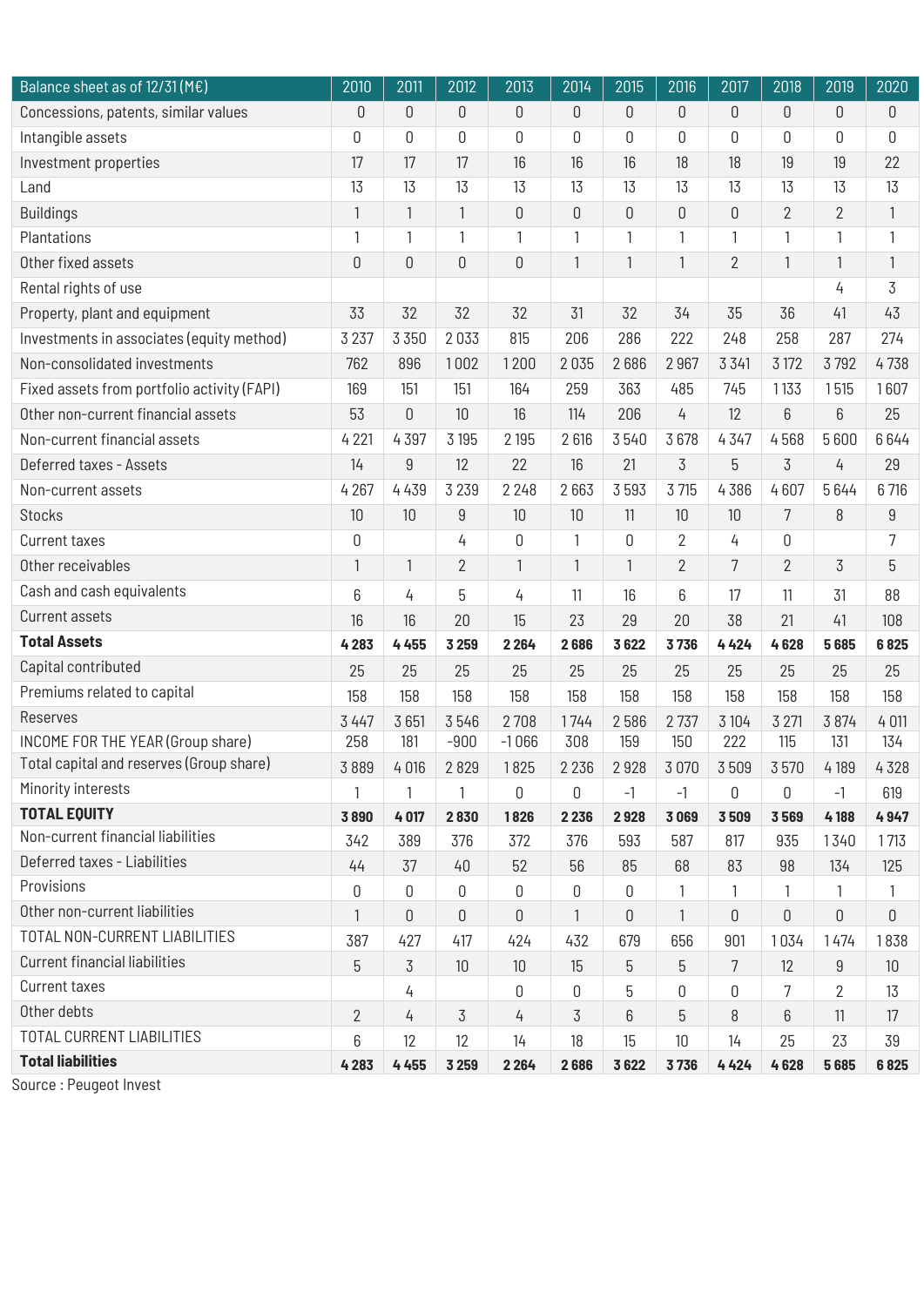| Balance sheet as of 12/31 (M€) | 2010 | 2011 | 2012 | 2013 | 2014 | 2015 | 2016 | 2017 | 2018 | 2019 | 2020 |
|---|---|---|---|---|---|---|---|---|---|---|---|
| Concessions, patents, similar values | 0 | 0 | 0 | 0 | 0 | 0 | 0 | 0 | 0 | 0 | 0 |
| Intangible assets | 0 | 0 | 0 | 0 | 0 | 0 | 0 | 0 | 0 | 0 | 0 |
| Investment properties | 17 | 17 | 17 | 16 | 16 | 16 | 18 | 18 | 19 | 19 | 22 |
| Land | 13 | 13 | 13 | 13 | 13 | 13 | 13 | 13 | 13 | 13 | 13 |
| Buildings | 1 | 1 | 1 | 0 | 0 | 0 | 0 | 0 | 2 | 2 | 1 |
| Plantations | 1 | 1 | 1 | 1 | 1 | 1 | 1 | 1 | 1 | 1 | 1 |
| Other fixed assets | 0 | 0 | 0 | 0 | 1 | 1 | 1 | 2 | 1 | 1 | 1 |
| Rental rights of use | | | | | | | | | | 4 | 3 |
| Property, plant and equipment | 33 | 32 | 32 | 32 | 31 | 32 | 34 | 35 | 36 | 41 | 43 |
| Investments in associates (equity method) | 3 237 | 3 350 | 2 033 | 815 | 206 | 286 | 222 | 248 | 258 | 287 | 274 |
| Non-consolidated investments | 762 | 896 | 1 002 | 1 200 | 2 035 | 2 686 | 2 967 | 3 341 | 3 172 | 3 792 | 4 738 |
| Fixed assets from portfolio activity (FAPI) | 169 | 151 | 151 | 164 | 259 | 363 | 485 | 745 | 1 133 | 1 515 | 1 607 |
| Other non-current financial assets | 53 | 0 | 10 | 16 | 114 | 206 | 4 | 12 | 6 | 6 | 25 |
| Non-current financial assets | 4 221 | 4 397 | 3 195 | 2 195 | 2 616 | 3 540 | 3 678 | 4 347 | 4 568 | 5 600 | 6 644 |
| Deferred taxes - Assets | 14 | 9 | 12 | 22 | 16 | 21 | 3 | 5 | 3 | 4 | 29 |
| Non-current assets | 4 267 | 4 439 | 3 239 | 2 248 | 2 663 | 3 593 | 3 715 | 4 386 | 4 607 | 5 644 | 6 716 |
| Stocks | 10 | 10 | 9 | 10 | 10 | 11 | 10 | 10 | 7 | 8 | 9 |
| Current taxes | 0 | | 4 | 0 | 1 | 0 | 2 | 4 | 0 | | 7 |
| Other receivables | 1 | 1 | 2 | 1 | 1 | 1 | 2 | 7 | 2 | 3 | 5 |
| Cash and cash equivalents | 6 | 4 | 5 | 4 | 11 | 16 | 6 | 17 | 11 | 31 | 88 |
| Current assets | 16 | 16 | 20 | 15 | 23 | 29 | 20 | 38 | 21 | 41 | 108 |
| **Total Assets** | **4 283** | **4 455** | **3 259** | **2 264** | **2 686** | **3 622** | **3 736** | **4 424** | **4 628** | **5 685** | **6 825** |
| Capital contributed | 25 | 25 | 25 | 25 | 25 | 25 | 25 | 25 | 25 | 25 | 25 |
| Premiums related to capital | 158 | 158 | 158 | 158 | 158 | 158 | 158 | 158 | 158 | 158 | 158 |
| Reserves | 3 447 | 3 651 | 3 546 | 2 708 | 1 744 | 2 586 | 2 737 | 3 104 | 3 271 | 3 874 | 4 011 |
| INCOME FOR THE YEAR (Group share) | 258 | 181 | -900 | -1 066 | 308 | 159 | 150 | 222 | 115 | 131 | 134 |
| Total capital and reserves (Group share) | 3 889 | 4 016 | 2 829 | 1 825 | 2 236 | 2 928 | 3 070 | 3 509 | 3 570 | 4 189 | 4 328 |
| Minority interests | 1 | 1 | 1 | 0 | 0 | -1 | -1 | 0 | 0 | -1 | 619 |
| **TOTAL EQUITY** | **3 890** | **4 017** | **2 830** | **1 826** | **2 236** | **2 928** | **3 069** | **3 509** | **3 569** | **4 188** | **4 947** |
| Non-current financial liabilities | 342 | 389 | 376 | 372 | 376 | 593 | 587 | 817 | 935 | 1 340 | 1 713 |
| Deferred taxes - Liabilities | 44 | 37 | 40 | 52 | 56 | 85 | 68 | 83 | 98 | 134 | 125 |
| Provisions | 0 | 0 | 0 | 0 | 0 | 0 | 1 | 1 | 1 | 1 | 1 |
| Other non-current liabilities | 1 | 0 | 0 | 0 | 1 | 0 | 1 | 0 | 0 | 0 | 0 |
| TOTAL NON-CURRENT LIABILITIES | 387 | 427 | 417 | 424 | 432 | 679 | 656 | 901 | 1 034 | 1 474 | 1 838 |
| Current financial liabilities | 5 | 3 | 10 | 10 | 15 | 5 | 5 | 7 | 12 | 9 | 10 |
| Current taxes | | 4 | | 0 | 0 | 5 | 0 | 0 | 7 | 2 | 13 |
| Other debts | 2 | 4 | 3 | 4 | 3 | 6 | 5 | 8 | 6 | 11 | 17 |
| TOTAL CURRENT LIABILITIES | 6 | 12 | 12 | 14 | 18 | 15 | 10 | 14 | 25 | 23 | 39 |
| **Total liabilities** | **4 283** | **4 455** | **3 259** | **2 264** | **2 686** | **3 622** | **3 736** | **4 424** | **4 628** | **5 685** | **6 825** |

Source : Peugeot Invest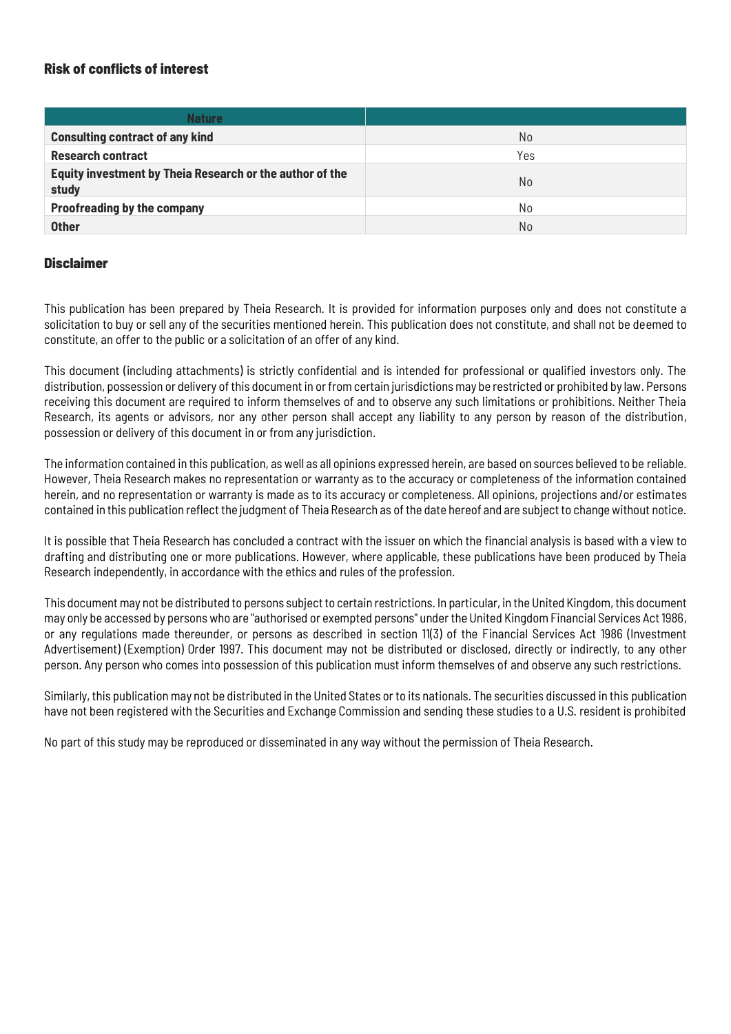### Risk of conflicts of interest

| Nature | |
|---|---|
| **Consulting contract of any kind** | No |
| **Research contract** | Yes |
| **Equity investment by Theia Research or the author of the study** | No |
| **Proofreading by the company** | No |
| **Other** | No |

### Disclaimer

This publication has been prepared by Theia Research. It is provided for information purposes only and does not constitute a solicitation to buy or sell any of the securities mentioned herein. This publication does not constitute, and shall not be deemed to constitute, an offer to the public or a solicitation of an offer of any kind.

This document (including attachments) is strictly confidential and is intended for professional or qualified investors only. The distribution, possession or delivery of this document in or from certain jurisdictions may be restricted or prohibited by law. Persons receiving this document are required to inform themselves of and to observe any such limitations or prohibitions. Neither Theia Research, its agents or advisors, nor any other person shall accept any liability to any person by reason of the distribution, possession or delivery of this document in or from any jurisdiction.

The information contained in this publication, as well as all opinions expressed herein, are based on sources believed to be reliable. However, Theia Research makes no representation or warranty as to the accuracy or completeness of the information contained herein, and no representation or warranty is made as to its accuracy or completeness. All opinions, projections and/or estimates contained in this publication reflect the judgment of Theia Research as of the date hereof and are subject to change without notice.

It is possible that Theia Research has concluded a contract with the issuer on which the financial analysis is based with a view to drafting and distributing one or more publications. However, where applicable, these publications have been produced by Theia Research independently, in accordance with the ethics and rules of the profession.

This document may not be distributed to persons subject to certain restrictions. In particular, in the United Kingdom, this document may only be accessed by persons who are "authorised or exempted persons" under the United Kingdom Financial Services Act 1986, or any regulations made thereunder, or persons as described in section 11(3) of the Financial Services Act 1986 (Investment Advertisement) (Exemption) Order 1997. This document may not be distributed or disclosed, directly or indirectly, to any other person. Any person who comes into possession of this publication must inform themselves of and observe any such restrictions.

Similarly, this publication may not be distributed in the United States or to its nationals. The securities discussed in this publication have not been registered with the Securities and Exchange Commission and sending these studies to a U.S. resident is prohibited

No part of this study may be reproduced or disseminated in any way without the permission of Theia Research.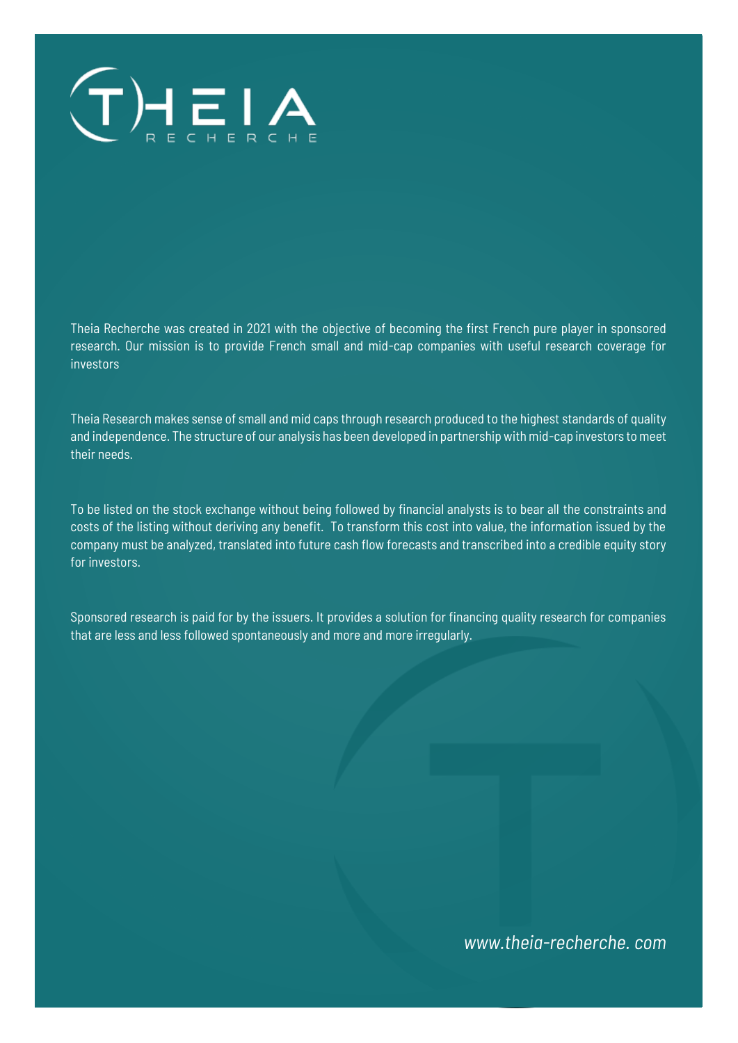# THEIA RECHERCHE

Theia Recherche was created in 2021 with the objective of becoming the first French pure player in sponsored research. Our mission is to provide French small and mid-cap companies with useful research coverage for investors

Theia Research makes sense of small and mid caps through research produced to the highest standards of quality and independence. The structure of our analysis has been developed in partnership with mid-cap investors to meet their needs.

To be listed on the stock exchange without being followed by financial analysts is to bear all the constraints and costs of the listing without deriving any benefit. To transform this cost into value, the information issued by the company must be analyzed, translated into future cash flow forecasts and transcribed into a credible equity story for investors.

Sponsored research is paid for by the issuers. It provides a solution for financing quality research for companies that are less and less followed spontaneously and more and more irregularly.

*www.theia-recherche. com*